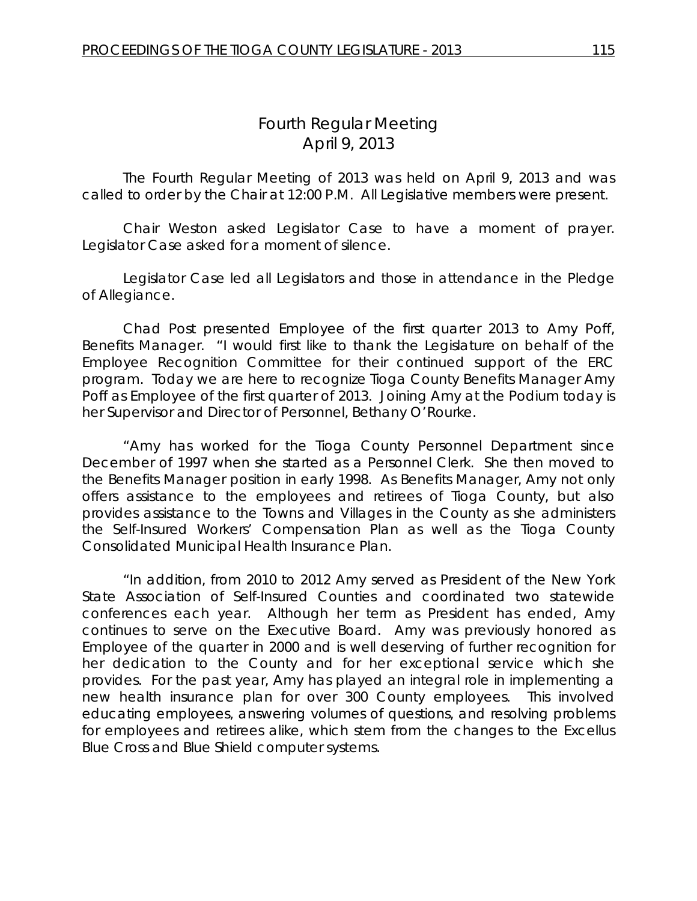# Fourth Regular Meeting
## April 9, 2013

The Fourth Regular Meeting of 2013 was held on April 9, 2013 and was called to order by the Chair at 12:00 P.M. All Legislative members were present.

Chair Weston asked Legislator Case to have a moment of prayer. Legislator Case asked for a moment of silence.

Legislator Case led all Legislators and those in attendance in the Pledge of Allegiance.

Chad Post presented Employee of the first quarter 2013 to Amy Poff, Benefits Manager. "I would first like to thank the Legislature on behalf of the Employee Recognition Committee for their continued support of the ERC program. Today we are here to recognize Tioga County Benefits Manager Amy Poff as Employee of the first quarter of 2013. Joining Amy at the Podium today is her Supervisor and Director of Personnel, Bethany O'Rourke.

"Amy has worked for the Tioga County Personnel Department since December of 1997 when she started as a Personnel Clerk. She then moved to the Benefits Manager position in early 1998. As Benefits Manager, Amy not only offers assistance to the employees and retirees of Tioga County, but also provides assistance to the Towns and Villages in the County as she administers the Self-Insured Workers' Compensation Plan as well as the Tioga County Consolidated Municipal Health Insurance Plan.

"In addition, from 2010 to 2012 Amy served as President of the New York State Association of Self-Insured Counties and coordinated two statewide conferences each year. Although her term as President has ended, Amy continues to serve on the Executive Board. Amy was previously honored as Employee of the quarter in 2000 and is well deserving of further recognition for her dedication to the County and for her exceptional service which she provides. For the past year, Amy has played an integral role in implementing a new health insurance plan for over 300 County employees. This involved educating employees, answering volumes of questions, and resolving problems for employees and retirees alike, which stem from the changes to the Excellus Blue Cross and Blue Shield computer systems.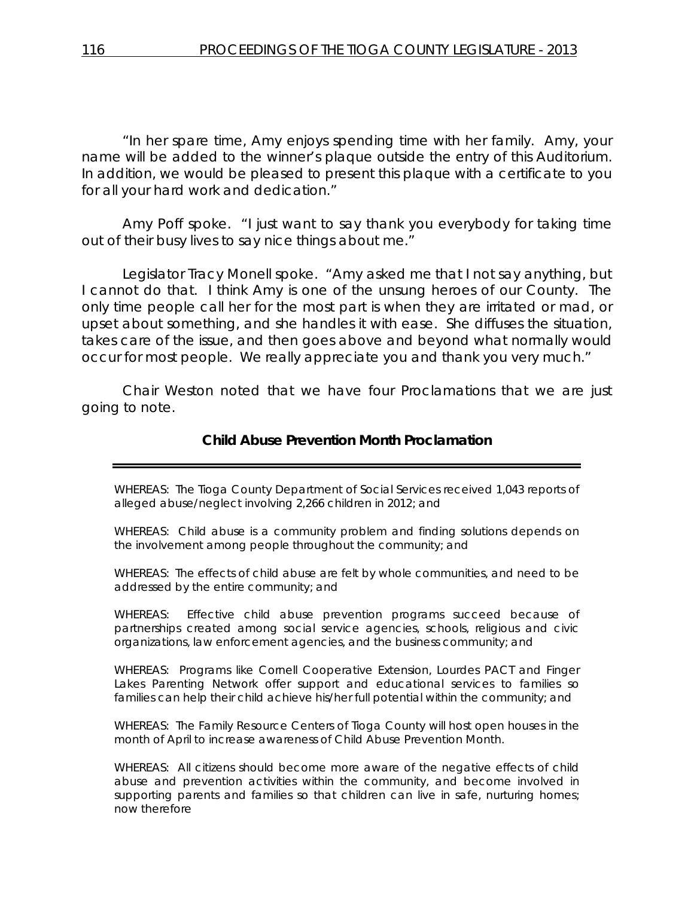"In her spare time, Amy enjoys spending time with her family. Amy, your name will be added to the winner's plaque outside the entry of this Auditorium. In addition, we would be pleased to present this plaque with a certificate to you for all your hard work and dedication."

Amy Poff spoke. "I just want to say thank you everybody for taking time out of their busy lives to say nice things about me."

Legislator Tracy Monell spoke. "Amy asked me that I not say anything, but I cannot do that. I think Amy is one of the unsung heroes of our County. The only time people call her for the most part is when they are irritated or mad, or upset about something, and she handles it with ease. She diffuses the situation, takes care of the issue, and then goes above and beyond what normally would occur for most people. We really appreciate you and thank you very much."

Chair Weston noted that we have four Proclamations that we are just going to note.

**Child Abuse Prevention Month Proclamation**

---

WHEREAS: The Tioga County Department of Social Services received 1,043 reports of alleged abuse/neglect involving 2,266 children in 2012; and

WHEREAS: Child abuse is a community problem and finding solutions depends on the involvement among people throughout the community; and

WHEREAS: The effects of child abuse are felt by whole communities, and need to be addressed by the entire community; and

WHEREAS: Effective child abuse prevention programs succeed because of partnerships created among social service agencies, schools, religious and civic organizations, law enforcement agencies, and the business community; and

WHEREAS: Programs like Cornell Cooperative Extension, Lourdes PACT and Finger Lakes Parenting Network offer support and educational services to families so families can help their child achieve his/her full potential within the community; and

WHEREAS: The Family Resource Centers of Tioga County will host open houses in the month of April to increase awareness of Child Abuse Prevention Month.

WHEREAS: All citizens should become more aware of the negative effects of child abuse and prevention activities within the community, and become involved in supporting parents and families so that children can live in safe, nurturing homes; now therefore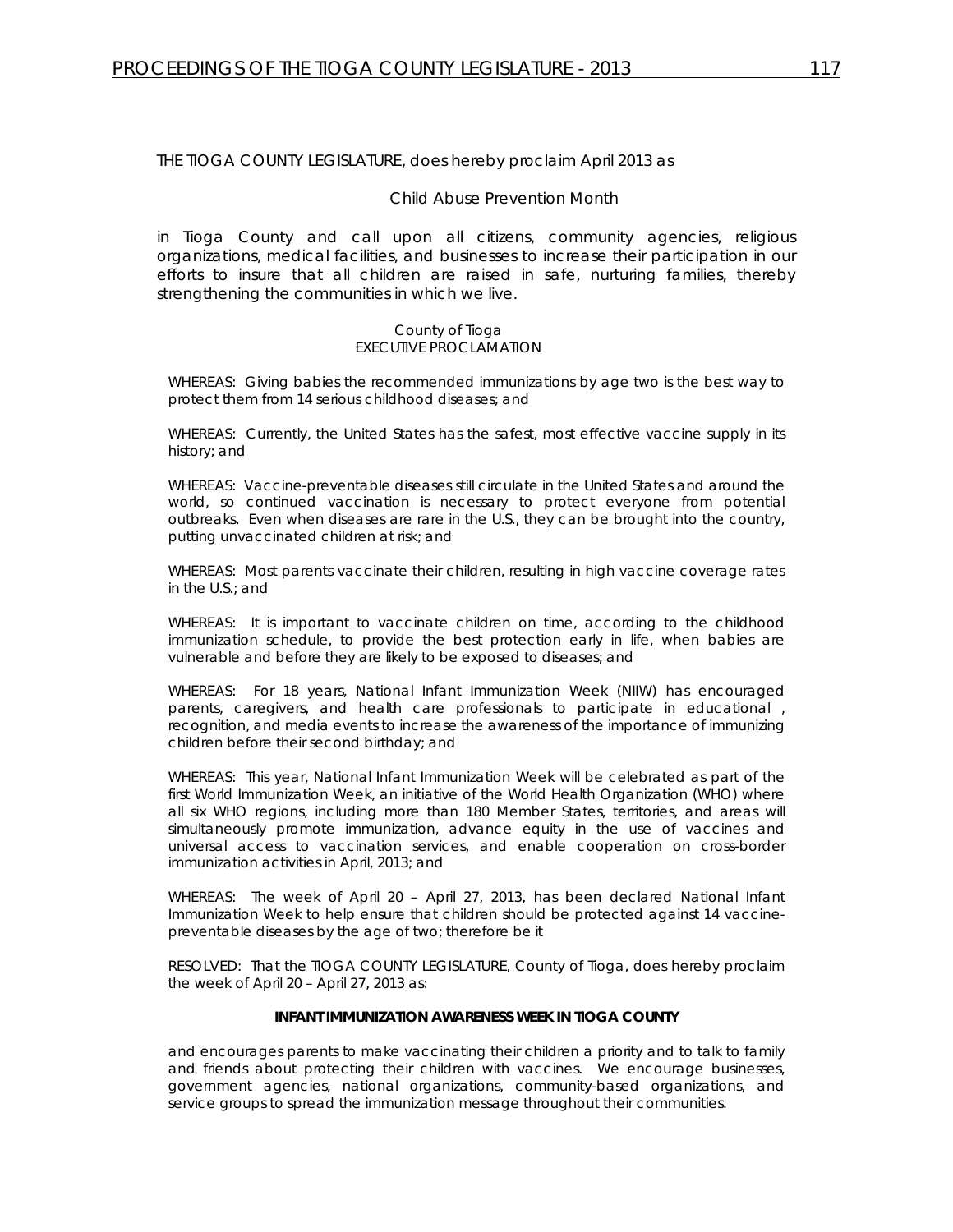THE TIOGA COUNTY LEGISLATURE, does hereby proclaim April 2013 as

Child Abuse Prevention Month

in Tioga County and call upon all citizens, community agencies, religious organizations, medical facilities, and businesses to increase their participation in our efforts to insure that all children are raised in safe, nurturing families, thereby strengthening the communities in which we live.

County of Tioga
EXECUTIVE PROCLAMATION

WHEREAS: Giving babies the recommended immunizations by age two is the best way to protect them from 14 serious childhood diseases; and

WHEREAS: Currently, the United States has the safest, most effective vaccine supply in its history; and

WHEREAS: Vaccine-preventable diseases still circulate in the United States and around the world, so continued vaccination is necessary to protect everyone from potential outbreaks. Even when diseases are rare in the U.S., they can be brought into the country, putting unvaccinated children at risk; and

WHEREAS: Most parents vaccinate their children, resulting in high vaccine coverage rates in the U.S.; and

WHEREAS: It is important to vaccinate children on time, according to the childhood immunization schedule, to provide the best protection early in life, when babies are vulnerable and before they are likely to be exposed to diseases; and

WHEREAS: For 18 years, National Infant Immunization Week (NIIW) has encouraged parents, caregivers, and health care professionals to participate in educational , recognition, and media events to increase the awareness of the importance of immunizing children before their second birthday; and

WHEREAS: This year, National Infant Immunization Week will be celebrated as part of the first World Immunization Week, an initiative of the World Health Organization (WHO) where all six WHO regions, including more than 180 Member States, territories, and areas will simultaneously promote immunization, advance equity in the use of vaccines and universal access to vaccination services, and enable cooperation on cross-border immunization activities in April, 2013; and

WHEREAS: The week of April 20 – April 27, 2013, has been declared National Infant Immunization Week to help ensure that children should be protected against 14 vaccine-preventable diseases by the age of two; therefore be it

RESOLVED: That the TIOGA COUNTY LEGISLATURE, County of Tioga, does hereby proclaim the week of April 20 – April 27, 2013 as:

**INFANT IMMUNIZATION AWARENESS WEEK IN TIOGA COUNTY**

and encourages parents to make vaccinating their children a priority and to talk to family and friends about protecting their children with vaccines. We encourage businesses, government agencies, national organizations, community-based organizations, and service groups to spread the immunization message throughout their communities.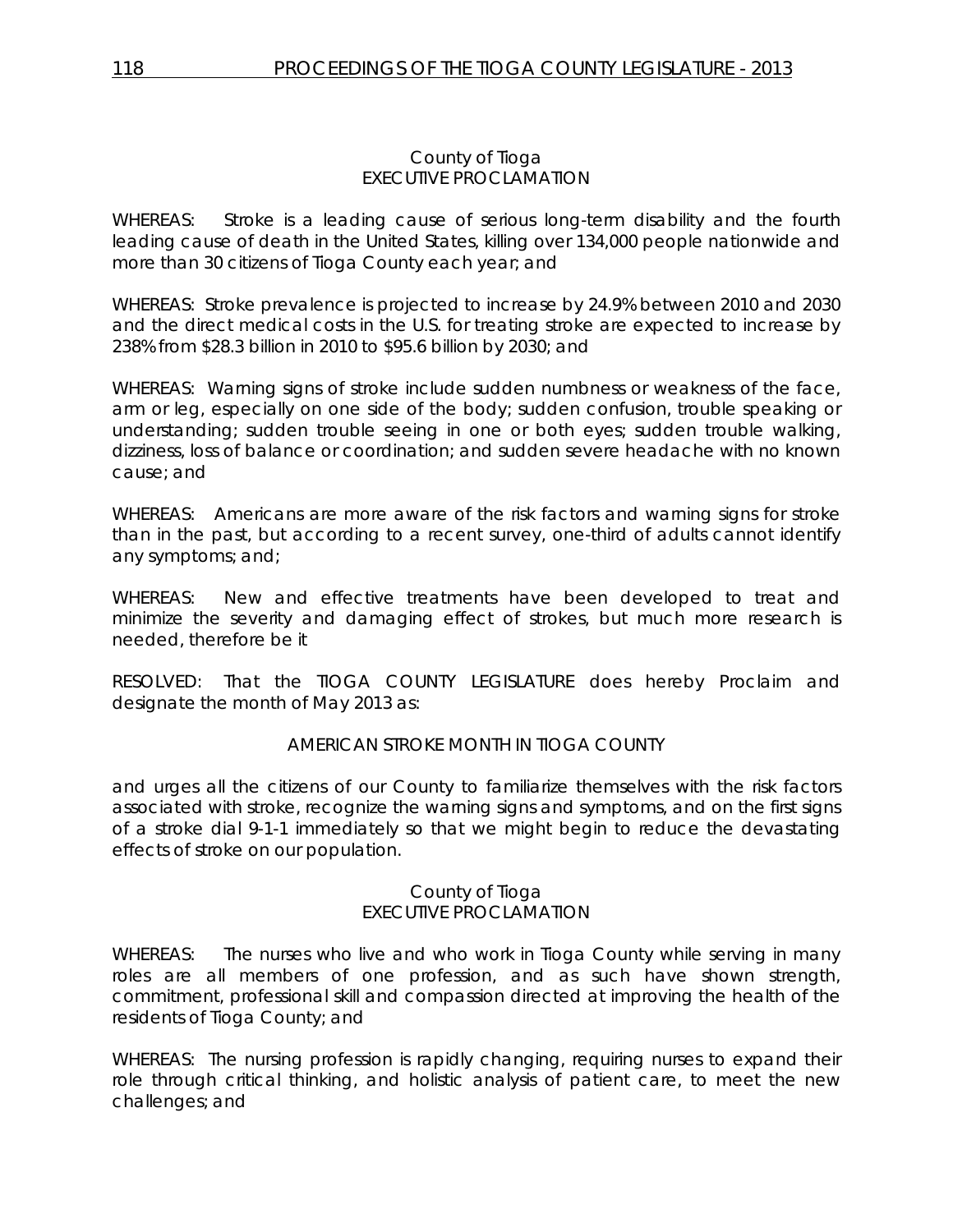County of Tioga
EXECUTIVE PROCLAMATION

WHEREAS: Stroke is a leading cause of serious long-term disability and the fourth leading cause of death in the United States, killing over 134,000 people nationwide and more than 30 citizens of Tioga County each year; and

WHEREAS: Stroke prevalence is projected to increase by 24.9% between 2010 and 2030 and the direct medical costs in the U.S. for treating stroke are expected to increase by 238% from $28.3 billion in 2010 to $95.6 billion by 2030; and

WHEREAS: Warning signs of stroke include sudden numbness or weakness of the face, arm or leg, especially on one side of the body; sudden confusion, trouble speaking or understanding; sudden trouble seeing in one or both eyes; sudden trouble walking, dizziness, loss of balance or coordination; and sudden severe headache with no known cause; and

WHEREAS: Americans are more aware of the risk factors and warning signs for stroke than in the past, but according to a recent survey, one-third of adults cannot identify any symptoms; and;

WHEREAS: New and effective treatments have been developed to treat and minimize the severity and damaging effect of strokes, but much more research is needed, therefore be it

RESOLVED: That the TIOGA COUNTY LEGISLATURE does hereby Proclaim and designate the month of May 2013 as:

AMERICAN STROKE MONTH IN TIOGA COUNTY

and urges all the citizens of our County to familiarize themselves with the risk factors associated with stroke, recognize the warning signs and symptoms, and on the first signs of a stroke dial 9-1-1 immediately so that we might begin to reduce the devastating effects of stroke on our population.

County of Tioga
EXECUTIVE PROCLAMATION

WHEREAS: The nurses who live and who work in Tioga County while serving in many roles are all members of one profession, and as such have shown strength, commitment, professional skill and compassion directed at improving the health of the residents of Tioga County; and

WHEREAS: The nursing profession is rapidly changing, requiring nurses to expand their role through critical thinking, and holistic analysis of patient care, to meet the new challenges; and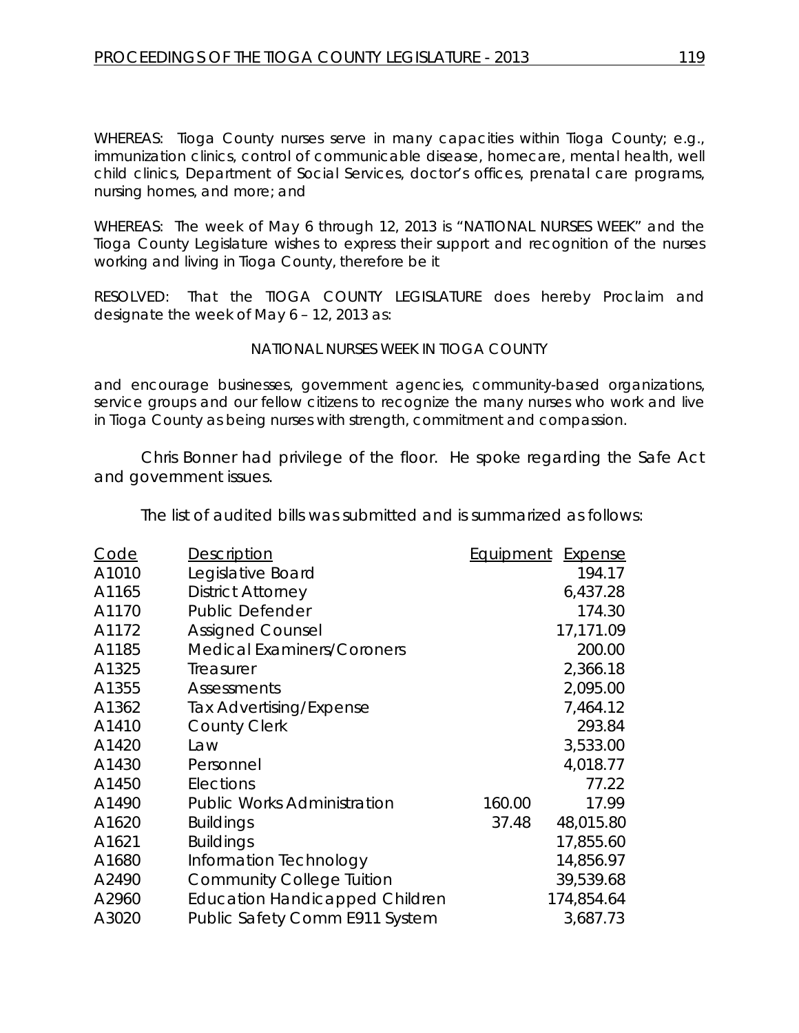WHEREAS: Tioga County nurses serve in many capacities within Tioga County; e.g., immunization clinics, control of communicable disease, homecare, mental health, well child clinics, Department of Social Services, doctor's offices, prenatal care programs, nursing homes, and more; and

WHEREAS: The week of May 6 through 12, 2013 is "NATIONAL NURSES WEEK" and the Tioga County Legislature wishes to express their support and recognition of the nurses working and living in Tioga County, therefore be it

RESOLVED: That the TIOGA COUNTY LEGISLATURE does hereby Proclaim and designate the week of May 6 – 12, 2013 as:

NATIONAL NURSES WEEK IN TIOGA COUNTY

and encourage businesses, government agencies, community-based organizations, service groups and our fellow citizens to recognize the many nurses who work and live in Tioga County as being nurses with strength, commitment and compassion.

Chris Bonner had privilege of the floor. He spoke regarding the Safe Act and government issues.

The list of audited bills was submitted and is summarized as follows:

| Code | Description | Equipment | Expense |
|---|---|---|---|
| A1010 | Legislative Board | | 194.17 |
| A1165 | District Attorney | | 6,437.28 |
| A1170 | Public Defender | | 174.30 |
| A1172 | Assigned Counsel | | 17,171.09 |
| A1185 | Medical Examiners/Coroners | | 200.00 |
| A1325 | Treasurer | | 2,366.18 |
| A1355 | Assessments | | 2,095.00 |
| A1362 | Tax Advertising/Expense | | 7,464.12 |
| A1410 | County Clerk | | 293.84 |
| A1420 | Law | | 3,533.00 |
| A1430 | Personnel | | 4,018.77 |
| A1450 | Elections | | 77.22 |
| A1490 | Public Works Administration | 160.00 | 17.99 |
| A1620 | Buildings | 37.48 | 48,015.80 |
| A1621 | Buildings | | 17,855.60 |
| A1680 | Information Technology | | 14,856.97 |
| A2490 | Community College Tuition | | 39,539.68 |
| A2960 | Education Handicapped Children | | 174,854.64 |
| A3020 | Public Safety Comm E911 System | | 3,687.73 |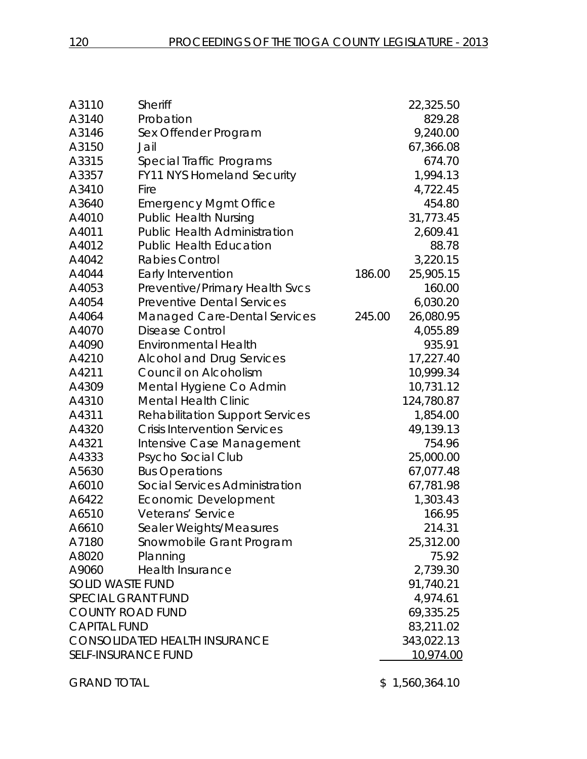| | | | |
|---|---|---|---|
| A3110 | Sheriff | | 22,325.50 |
| A3140 | Probation | | 829.28 |
| A3146 | Sex Offender Program | | 9,240.00 |
| A3150 | Jail | | 67,366.08 |
| A3315 | Special Traffic Programs | | 674.70 |
| A3357 | FY11 NYS Homeland Security | | 1,994.13 |
| A3410 | Fire | | 4,722.45 |
| A3640 | Emergency Mgmt Office | | 454.80 |
| A4010 | Public Health Nursing | | 31,773.45 |
| A4011 | Public Health Administration | | 2,609.41 |
| A4012 | Public Health Education | | 88.78 |
| A4042 | Rabies Control | | 3,220.15 |
| A4044 | Early Intervention | 186.00 | 25,905.15 |
| A4053 | Preventive/Primary Health Svcs | | 160.00 |
| A4054 | Preventive Dental Services | | 6,030.20 |
| A4064 | Managed Care-Dental Services | 245.00 | 26,080.95 |
| A4070 | Disease Control | | 4,055.89 |
| A4090 | Environmental Health | | 935.91 |
| A4210 | Alcohol and Drug Services | | 17,227.40 |
| A4211 | Council on Alcoholism | | 10,999.34 |
| A4309 | Mental Hygiene Co Admin | | 10,731.12 |
| A4310 | Mental Health Clinic | | 124,780.87 |
| A4311 | Rehabilitation Support Services | | 1,854.00 |
| A4320 | Crisis Intervention Services | | 49,139.13 |
| A4321 | Intensive Case Management | | 754.96 |
| A4333 | Psycho Social Club | | 25,000.00 |
| A5630 | Bus Operations | | 67,077.48 |
| A6010 | Social Services Administration | | 67,781.98 |
| A6422 | Economic Development | | 1,303.43 |
| A6510 | Veterans' Service | | 166.95 |
| A6610 | Sealer Weights/Measures | | 214.31 |
| A7180 | Snowmobile Grant Program | | 25,312.00 |
| A8020 | Planning | | 75.92 |
| A9060 | Health Insurance | | 2,739.30 |
| SOLID WASTE FUND | | | 91,740.21 |
| SPECIAL GRANT FUND | | | 4,974.61 |
| COUNTY ROAD FUND | | | 69,335.25 |
| CAPITAL FUND | | | 83,211.02 |
| CONSOLIDATED HEALTH INSURANCE | | | 343,022.13 |
| SELF-INSURANCE FUND | | | 10,974.00 |
| GRAND TOTAL | | | $ 1,560,364.10 |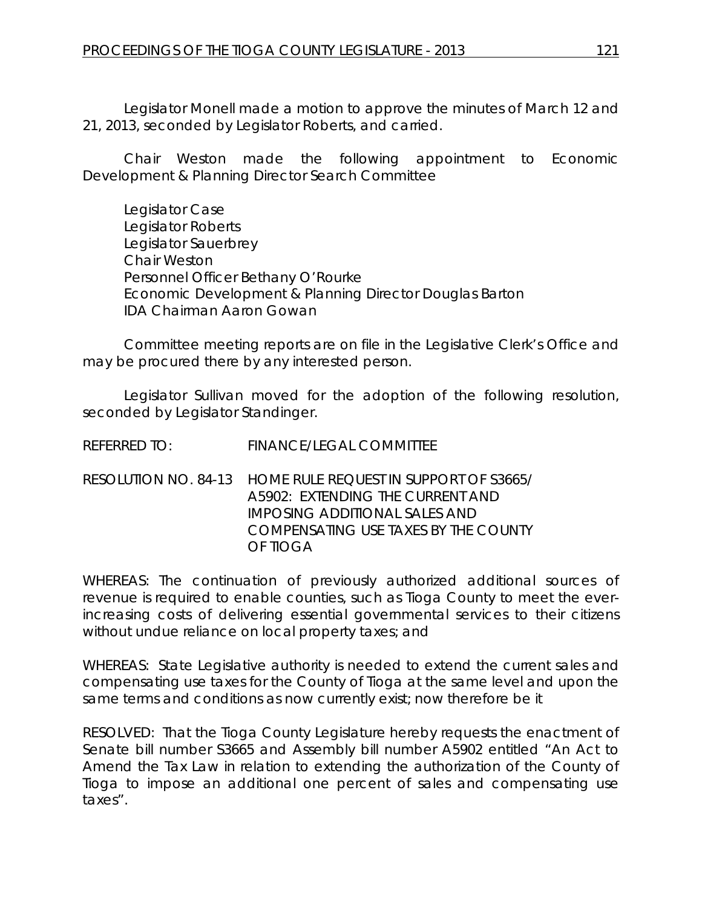Legislator Monell made a motion to approve the minutes of March 12 and 21, 2013, seconded by Legislator Roberts, and carried.

Chair Weston made the following appointment to Economic Development & Planning Director Search Committee

Legislator Case
Legislator Roberts
Legislator Sauerbrey
Chair Weston
Personnel Officer Bethany O'Rourke
Economic Development & Planning Director Douglas Barton
IDA Chairman Aaron Gowan

Committee meeting reports are on file in the Legislative Clerk's Office and may be procured there by any interested person.

Legislator Sullivan moved for the adoption of the following resolution, seconded by Legislator Standinger.

REFERRED TO: FINANCE/LEGAL COMMITTEE

RESOLUTION NO. 84-13 HOME RULE REQUEST IN SUPPORT OF S3665/ A5902: EXTENDING THE CURRENT AND IMPOSING ADDITIONAL SALES AND COMPENSATING USE TAXES BY THE COUNTY OF TIOGA

WHEREAS: The continuation of previously authorized additional sources of revenue is required to enable counties, such as Tioga County to meet the ever-increasing costs of delivering essential governmental services to their citizens without undue reliance on local property taxes; and

WHEREAS: State Legislative authority is needed to extend the current sales and compensating use taxes for the County of Tioga at the same level and upon the same terms and conditions as now currently exist; now therefore be it

RESOLVED: That the Tioga County Legislature hereby requests the enactment of Senate bill number S3665 and Assembly bill number A5902 entitled "An Act to Amend the Tax Law in relation to extending the authorization of the County of Tioga to impose an additional one percent of sales and compensating use taxes".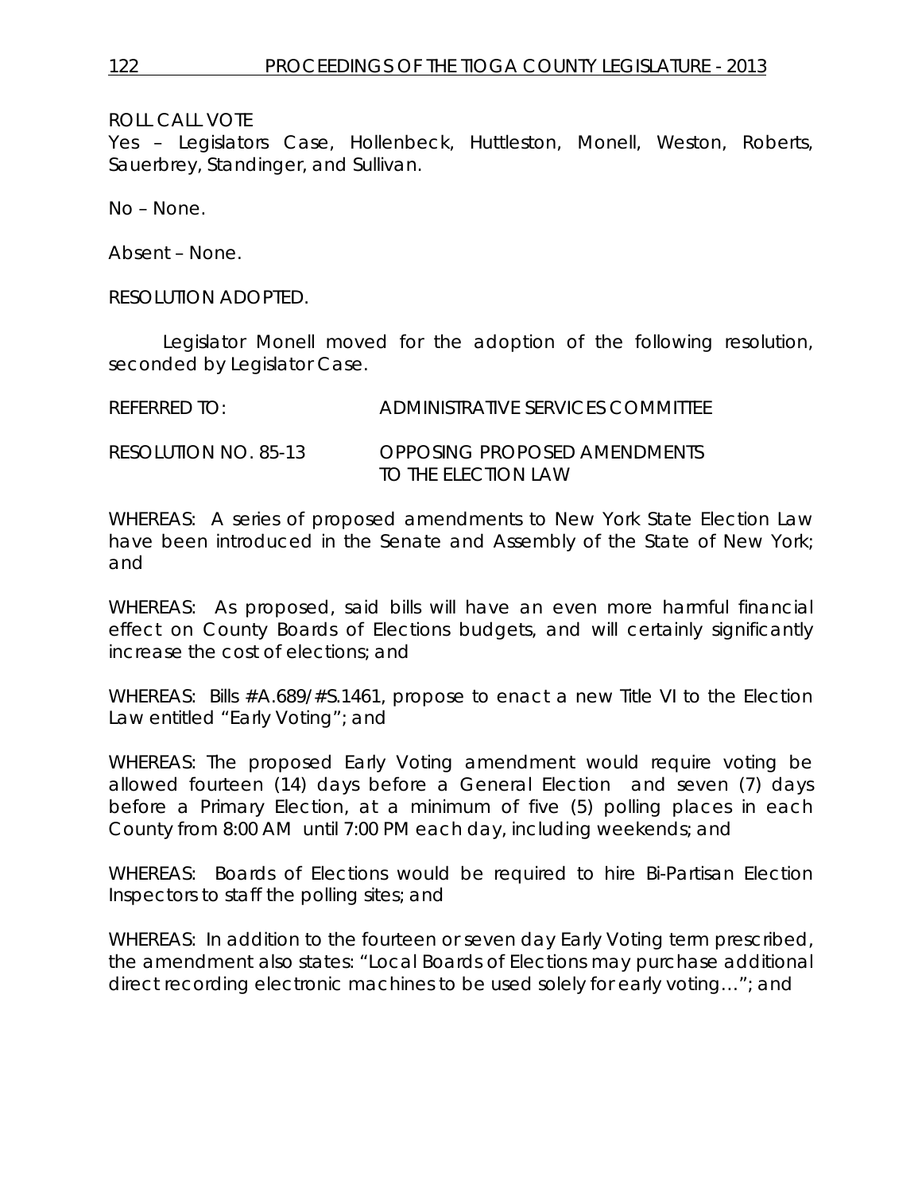ROLL CALL VOTE
Yes – Legislators Case, Hollenbeck, Huttleston, Monell, Weston, Roberts, Sauerbrey, Standinger, and Sullivan.

No – None.

Absent – None.

RESOLUTION ADOPTED.

Legislator Monell moved for the adoption of the following resolution, seconded by Legislator Case.

REFERRED TO: ADMINISTRATIVE SERVICES COMMITTEE

RESOLUTION NO. 85-13 OPPOSING PROPOSED AMENDMENTS TO THE ELECTION LAW

WHEREAS: A series of proposed amendments to New York State Election Law have been introduced in the Senate and Assembly of the State of New York; and

WHEREAS: As proposed, said bills will have an even more harmful financial effect on County Boards of Elections budgets, and will certainly significantly increase the cost of elections; and

WHEREAS: Bills #A.689/#S.1461, propose to enact a new Title VI to the Election Law entitled "Early Voting"; and

WHEREAS: The proposed Early Voting amendment would require voting be allowed fourteen (14) days before a General Election and seven (7) days before a Primary Election, at a minimum of five (5) polling places in each County from 8:00 AM until 7:00 PM each day, including weekends; and

WHEREAS: Boards of Elections would be required to hire Bi-Partisan Election Inspectors to staff the polling sites; and

WHEREAS: In addition to the fourteen or seven day Early Voting term prescribed, the amendment also states: "Local Boards of Elections may purchase additional direct recording electronic machines to be used solely for early voting…"; and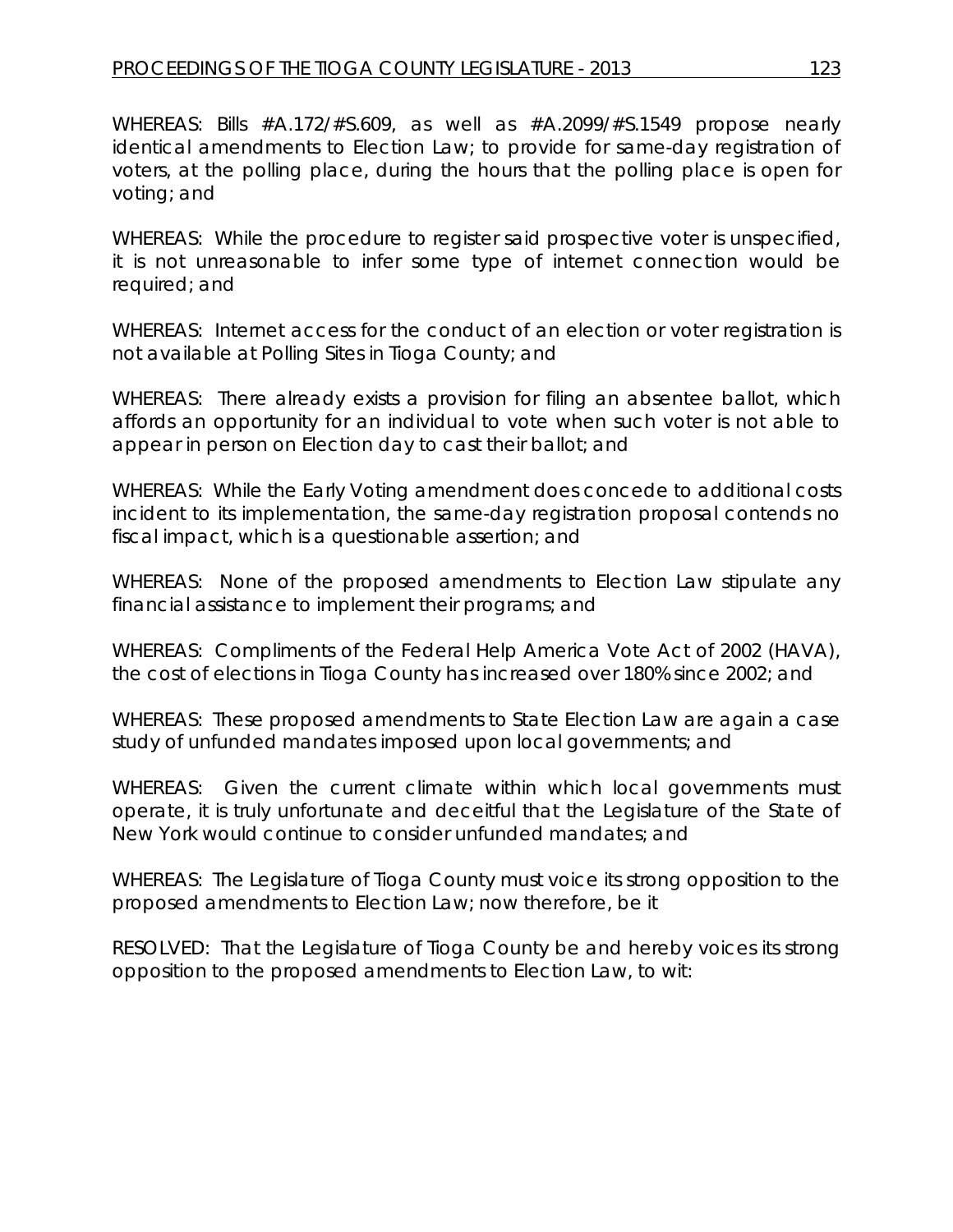WHEREAS: Bills #A.172/#S.609, as well as #A.2099/#S.1549 propose nearly identical amendments to Election Law; to provide for same-day registration of voters, at the polling place, during the hours that the polling place is open for voting; and

WHEREAS: While the procedure to register said prospective voter is unspecified, it is not unreasonable to infer some type of internet connection would be required; and

WHEREAS: Internet access for the conduct of an election or voter registration is not available at Polling Sites in Tioga County; and

WHEREAS: There already exists a provision for filing an absentee ballot, which affords an opportunity for an individual to vote when such voter is not able to appear in person on Election day to cast their ballot; and

WHEREAS: While the Early Voting amendment does concede to additional costs incident to its implementation, the same-day registration proposal contends no fiscal impact, which is a questionable assertion; and

WHEREAS: None of the proposed amendments to Election Law stipulate any financial assistance to implement their programs; and

WHEREAS: Compliments of the Federal Help America Vote Act of 2002 (HAVA), the cost of elections in Tioga County has increased over 180% since 2002; and

WHEREAS: These proposed amendments to State Election Law are again a case study of unfunded mandates imposed upon local governments; and

WHEREAS: Given the current climate within which local governments must operate, it is truly unfortunate and deceitful that the Legislature of the State of New York would continue to consider unfunded mandates; and

WHEREAS: The Legislature of Tioga County must voice its strong opposition to the proposed amendments to Election Law; now therefore, be it

RESOLVED: That the Legislature of Tioga County be and hereby voices its strong opposition to the proposed amendments to Election Law, to wit: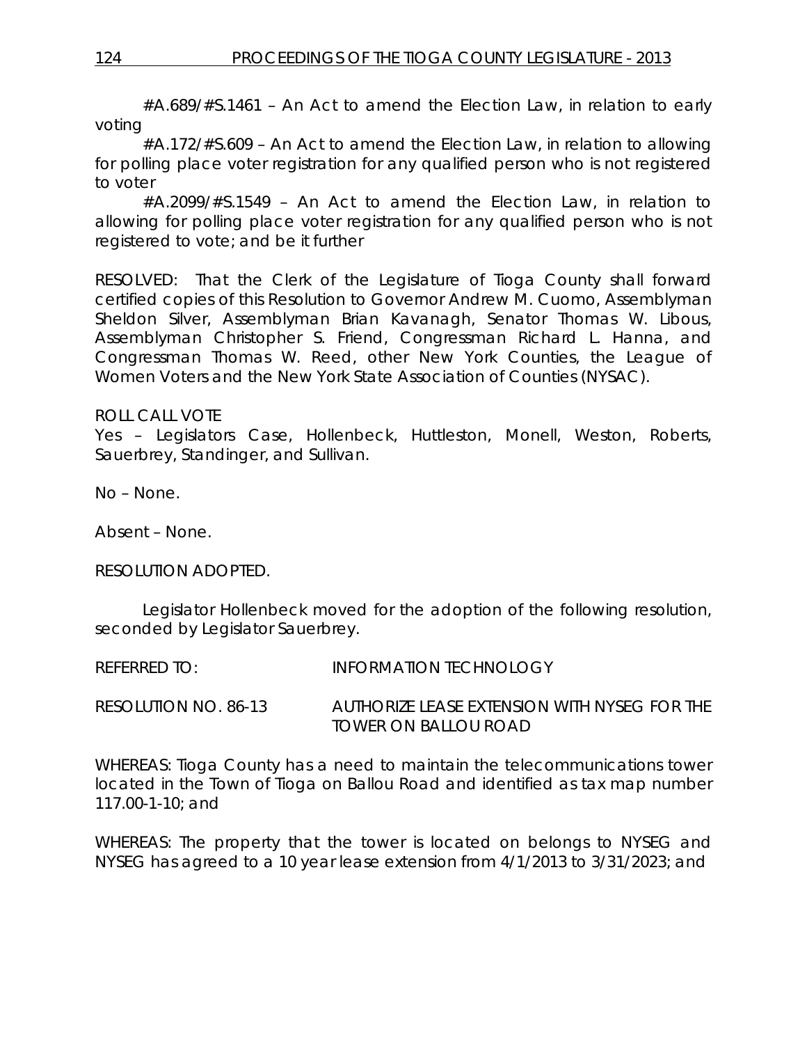#A.689/#S.1461 – An Act to amend the Election Law, in relation to early voting

#A.172/#S.609 – An Act to amend the Election Law, in relation to allowing for polling place voter registration for any qualified person who is not registered to voter

#A.2099/#S.1549 – An Act to amend the Election Law, in relation to allowing for polling place voter registration for any qualified person who is not registered to vote; and be it further

RESOLVED: That the Clerk of the Legislature of Tioga County shall forward certified copies of this Resolution to Governor Andrew M. Cuomo, Assemblyman Sheldon Silver, Assemblyman Brian Kavanagh, Senator Thomas W. Libous, Assemblyman Christopher S. Friend, Congressman Richard L. Hanna, and Congressman Thomas W. Reed, other New York Counties, the League of Women Voters and the New York State Association of Counties (NYSAC).

ROLL CALL VOTE
Yes – Legislators Case, Hollenbeck, Huttleston, Monell, Weston, Roberts, Sauerbrey, Standinger, and Sullivan.

No – None.

Absent – None.

RESOLUTION ADOPTED.

Legislator Hollenbeck moved for the adoption of the following resolution, seconded by Legislator Sauerbrey.

REFERRED TO: INFORMATION TECHNOLOGY

RESOLUTION NO. 86-13 AUTHORIZE LEASE EXTENSION WITH NYSEG FOR THE TOWER ON BALLOU ROAD

WHEREAS: Tioga County has a need to maintain the telecommunications tower located in the Town of Tioga on Ballou Road and identified as tax map number 117.00-1-10; and

WHEREAS: The property that the tower is located on belongs to NYSEG and NYSEG has agreed to a 10 year lease extension from 4/1/2013 to 3/31/2023; and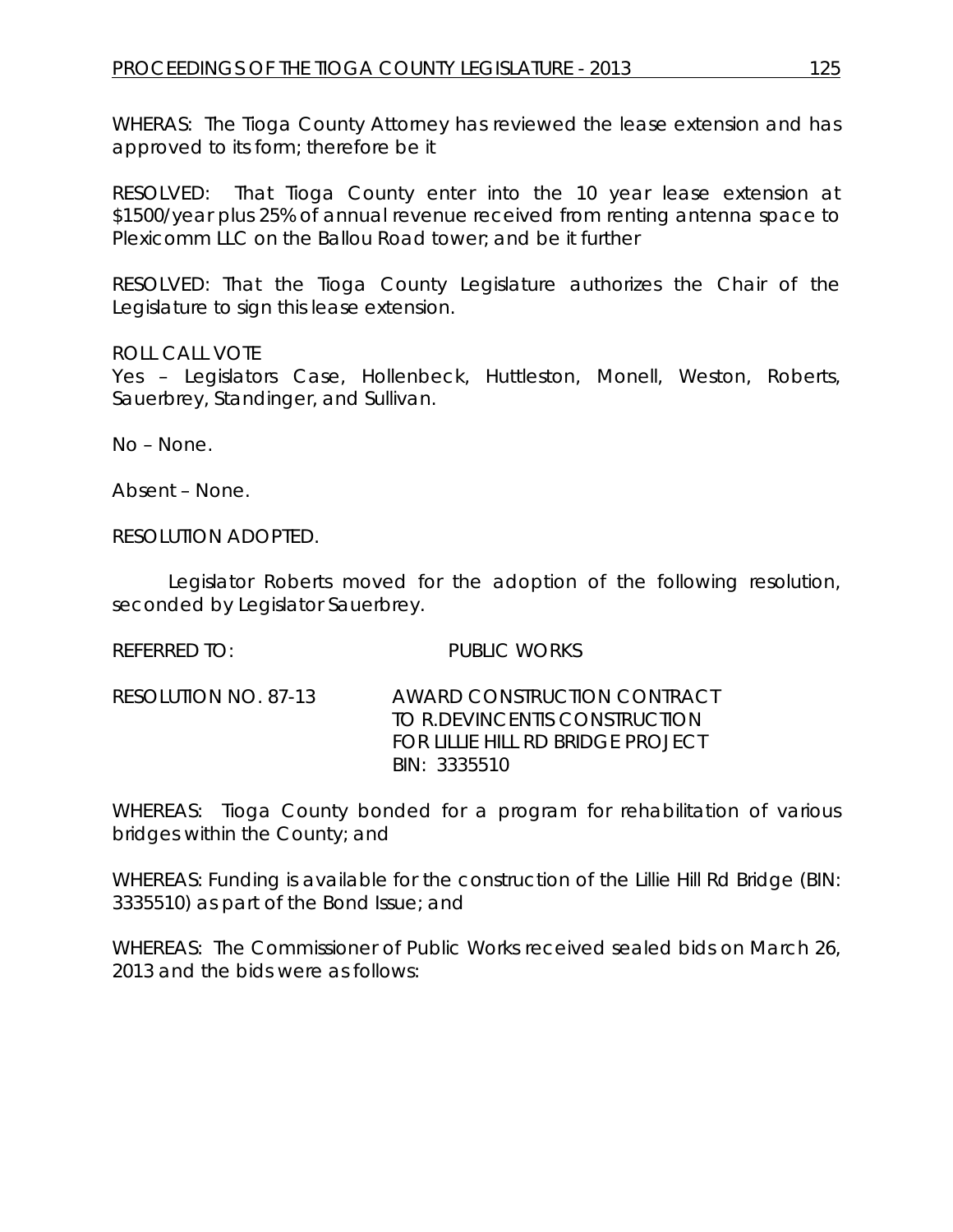WHERAS: The Tioga County Attorney has reviewed the lease extension and has approved to its form; therefore be it

RESOLVED: That Tioga County enter into the 10 year lease extension at $1500/year plus 25% of annual revenue received from renting antenna space to Plexicomm LLC on the Ballou Road tower; and be it further

RESOLVED: That the Tioga County Legislature authorizes the Chair of the Legislature to sign this lease extension.

ROLL CALL VOTE
Yes – Legislators Case, Hollenbeck, Huttleston, Monell, Weston, Roberts, Sauerbrey, Standinger, and Sullivan.

No – None.

Absent – None.

RESOLUTION ADOPTED.

Legislator Roberts moved for the adoption of the following resolution, seconded by Legislator Sauerbrey.

REFERRED TO: PUBLIC WORKS

RESOLUTION NO. 87-13 AWARD CONSTRUCTION CONTRACT TO R.DEVINCENTIS CONSTRUCTION FOR LILLIE HILL RD BRIDGE PROJECT BIN: 3335510

WHEREAS: Tioga County bonded for a program for rehabilitation of various bridges within the County; and

WHEREAS: Funding is available for the construction of the Lillie Hill Rd Bridge (BIN: 3335510) as part of the Bond Issue; and

WHEREAS: The Commissioner of Public Works received sealed bids on March 26, 2013 and the bids were as follows: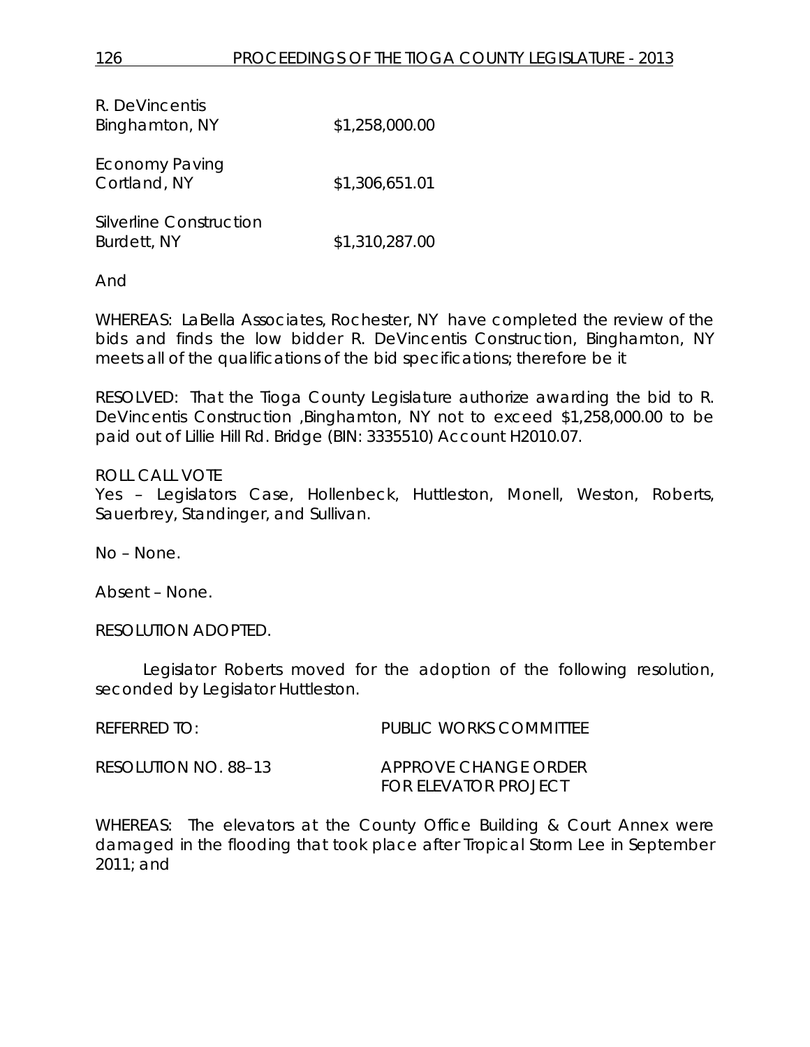| | |
|---|---|
| R. DeVincentis<br>Binghamton, NY | $1,258,000.00 |
| Economy Paving<br>Cortland, NY | $1,306,651.01 |
| Silverline Construction<br>Burdett, NY | $1,310,287.00 |

And

WHEREAS: LaBella Associates, Rochester, NY have completed the review of the bids and finds the low bidder R. DeVincentis Construction, Binghamton, NY meets all of the qualifications of the bid specifications; therefore be it

RESOLVED: That the Tioga County Legislature authorize awarding the bid to R. DeVincentis Construction ,Binghamton, NY not to exceed $1,258,000.00 to be paid out of Lillie Hill Rd. Bridge (BIN: 3335510) Account H2010.07.

ROLL CALL VOTE
Yes – Legislators Case, Hollenbeck, Huttleston, Monell, Weston, Roberts, Sauerbrey, Standinger, and Sullivan.

No – None.

Absent – None.

RESOLUTION ADOPTED.

Legislator Roberts moved for the adoption of the following resolution, seconded by Legislator Huttleston.

REFERRED TO: PUBLIC WORKS COMMITTEE

RESOLUTION NO. 88–13 APPROVE CHANGE ORDER FOR ELEVATOR PROJECT

WHEREAS: The elevators at the County Office Building & Court Annex were damaged in the flooding that took place after Tropical Storm Lee in September 2011; and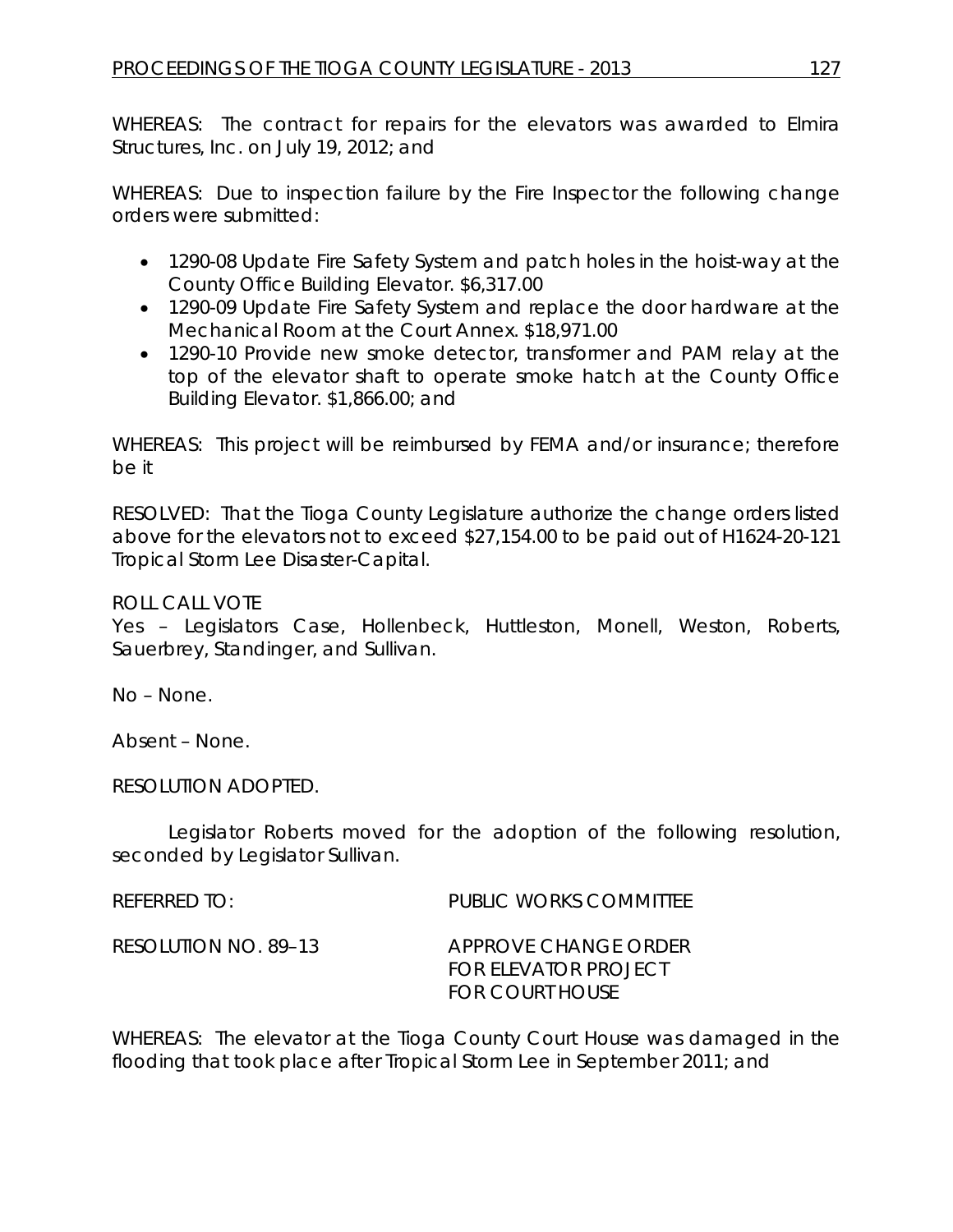WHEREAS: The contract for repairs for the elevators was awarded to Elmira Structures, Inc. on July 19, 2012; and

WHEREAS: Due to inspection failure by the Fire Inspector the following change orders were submitted:

- 1290-08 Update Fire Safety System and patch holes in the hoist-way at the County Office Building Elevator. $6,317.00
- 1290-09 Update Fire Safety System and replace the door hardware at the Mechanical Room at the Court Annex. $18,971.00
- 1290-10 Provide new smoke detector, transformer and PAM relay at the top of the elevator shaft to operate smoke hatch at the County Office Building Elevator. $1,866.00; and

WHEREAS: This project will be reimbursed by FEMA and/or insurance; therefore be it

RESOLVED: That the Tioga County Legislature authorize the change orders listed above for the elevators not to exceed $27,154.00 to be paid out of H1624-20-121 Tropical Storm Lee Disaster-Capital.

ROLL CALL VOTE
Yes – Legislators Case, Hollenbeck, Huttleston, Monell, Weston, Roberts, Sauerbrey, Standinger, and Sullivan.

No – None.

Absent – None.

RESOLUTION ADOPTED.

Legislator Roberts moved for the adoption of the following resolution, seconded by Legislator Sullivan.

REFERRED TO: PUBLIC WORKS COMMITTEE

RESOLUTION NO. 89–13 APPROVE CHANGE ORDER FOR ELEVATOR PROJECT FOR COURT HOUSE

WHEREAS: The elevator at the Tioga County Court House was damaged in the flooding that took place after Tropical Storm Lee in September 2011; and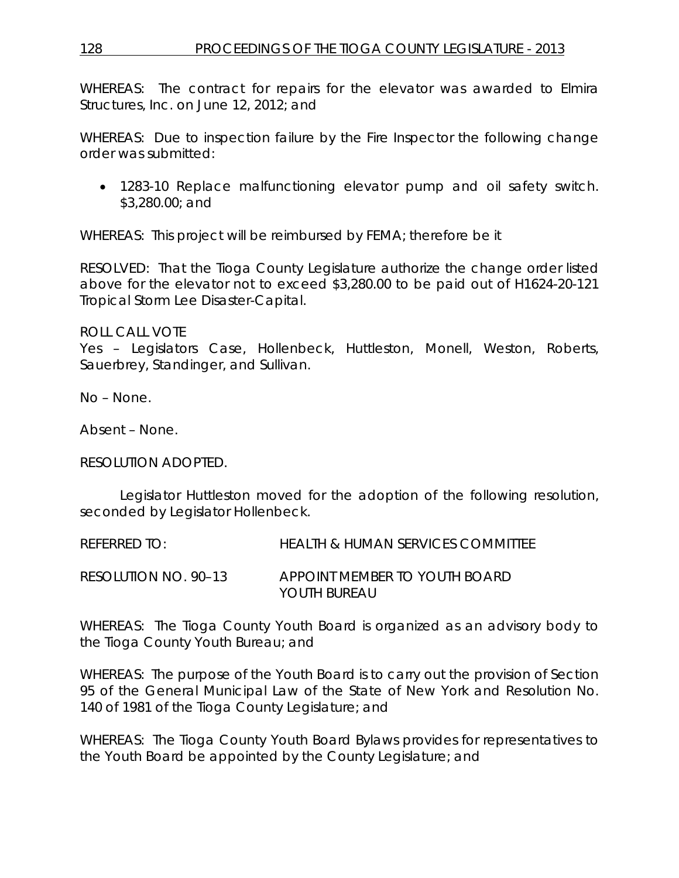WHEREAS: The contract for repairs for the elevator was awarded to Elmira Structures, Inc. on June 12, 2012; and

WHEREAS: Due to inspection failure by the Fire Inspector the following change order was submitted:

- 1283-10 Replace malfunctioning elevator pump and oil safety switch. $3,280.00; and

WHEREAS: This project will be reimbursed by FEMA; therefore be it

RESOLVED: That the Tioga County Legislature authorize the change order listed above for the elevator not to exceed $3,280.00 to be paid out of H1624-20-121 Tropical Storm Lee Disaster-Capital.

ROLL CALL VOTE
Yes – Legislators Case, Hollenbeck, Huttleston, Monell, Weston, Roberts, Sauerbrey, Standinger, and Sullivan.

No – None.

Absent – None.

RESOLUTION ADOPTED.

Legislator Huttleston moved for the adoption of the following resolution, seconded by Legislator Hollenbeck.

REFERRED TO: HEALTH & HUMAN SERVICES COMMITTEE

RESOLUTION NO. 90–13 APPOINT MEMBER TO YOUTH BOARD YOUTH BUREAU

WHEREAS: The Tioga County Youth Board is organized as an advisory body to the Tioga County Youth Bureau; and

WHEREAS: The purpose of the Youth Board is to carry out the provision of Section 95 of the General Municipal Law of the State of New York and Resolution No. 140 of 1981 of the Tioga County Legislature; and

WHEREAS: The Tioga County Youth Board Bylaws provides for representatives to the Youth Board be appointed by the County Legislature; and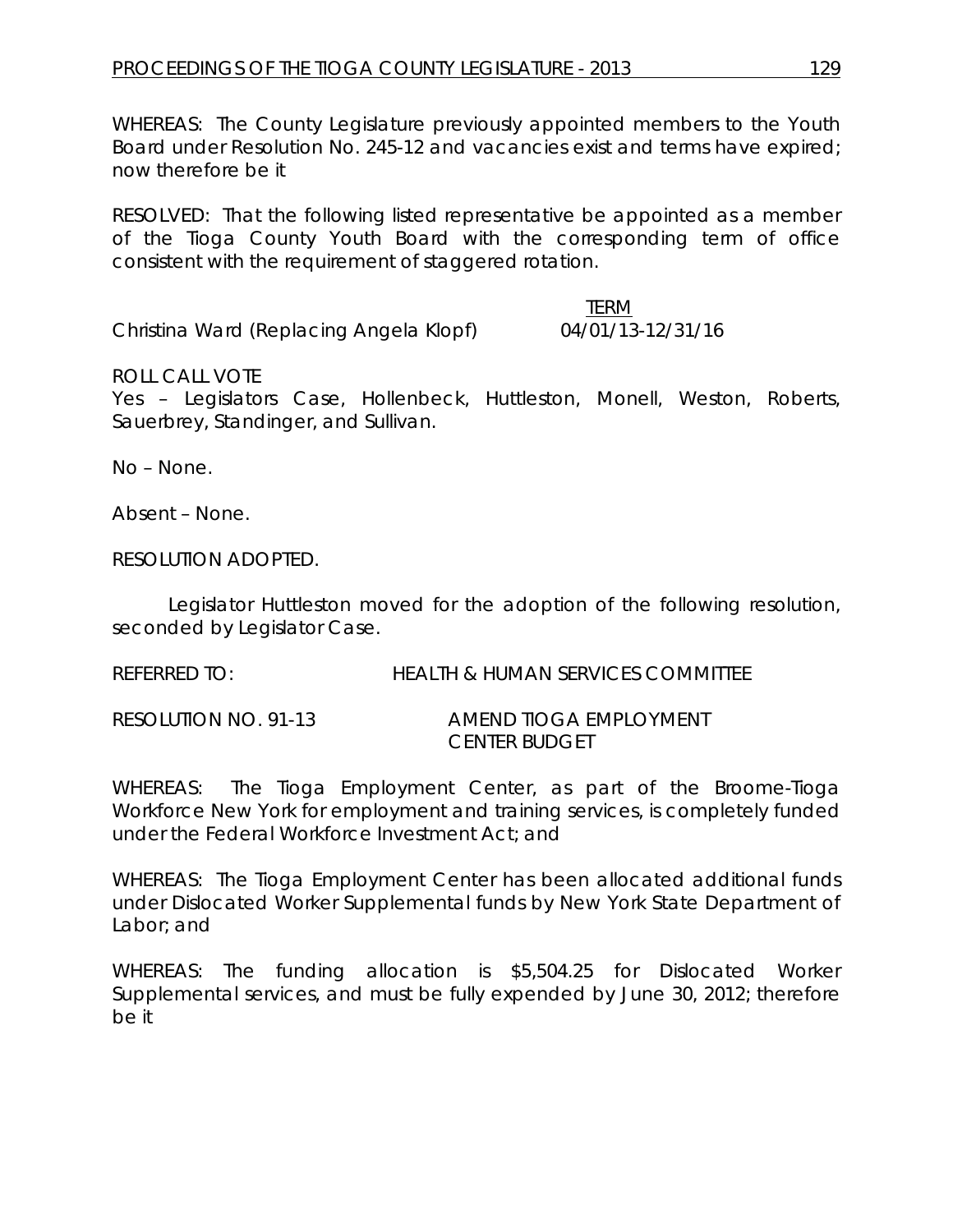WHEREAS: The County Legislature previously appointed members to the Youth Board under Resolution No. 245-12 and vacancies exist and terms have expired; now therefore be it

RESOLVED: That the following listed representative be appointed as a member of the Tioga County Youth Board with the corresponding term of office consistent with the requirement of staggered rotation.

| | TERM |
|---|---|
| Christina Ward (Replacing Angela Klopf) | 04/01/13-12/31/16 |

ROLL CALL VOTE
Yes – Legislators Case, Hollenbeck, Huttleston, Monell, Weston, Roberts, Sauerbrey, Standinger, and Sullivan.

No – None.

Absent – None.

RESOLUTION ADOPTED.

Legislator Huttleston moved for the adoption of the following resolution, seconded by Legislator Case.

REFERRED TO: HEALTH & HUMAN SERVICES COMMITTEE

RESOLUTION NO. 91-13 AMEND TIOGA EMPLOYMENT CENTER BUDGET

WHEREAS: The Tioga Employment Center, as part of the Broome-Tioga Workforce New York for employment and training services, is completely funded under the Federal Workforce Investment Act; and

WHEREAS: The Tioga Employment Center has been allocated additional funds under Dislocated Worker Supplemental funds by New York State Department of Labor; and

WHEREAS: The funding allocation is $5,504.25 for Dislocated Worker Supplemental services, and must be fully expended by June 30, 2012; therefore be it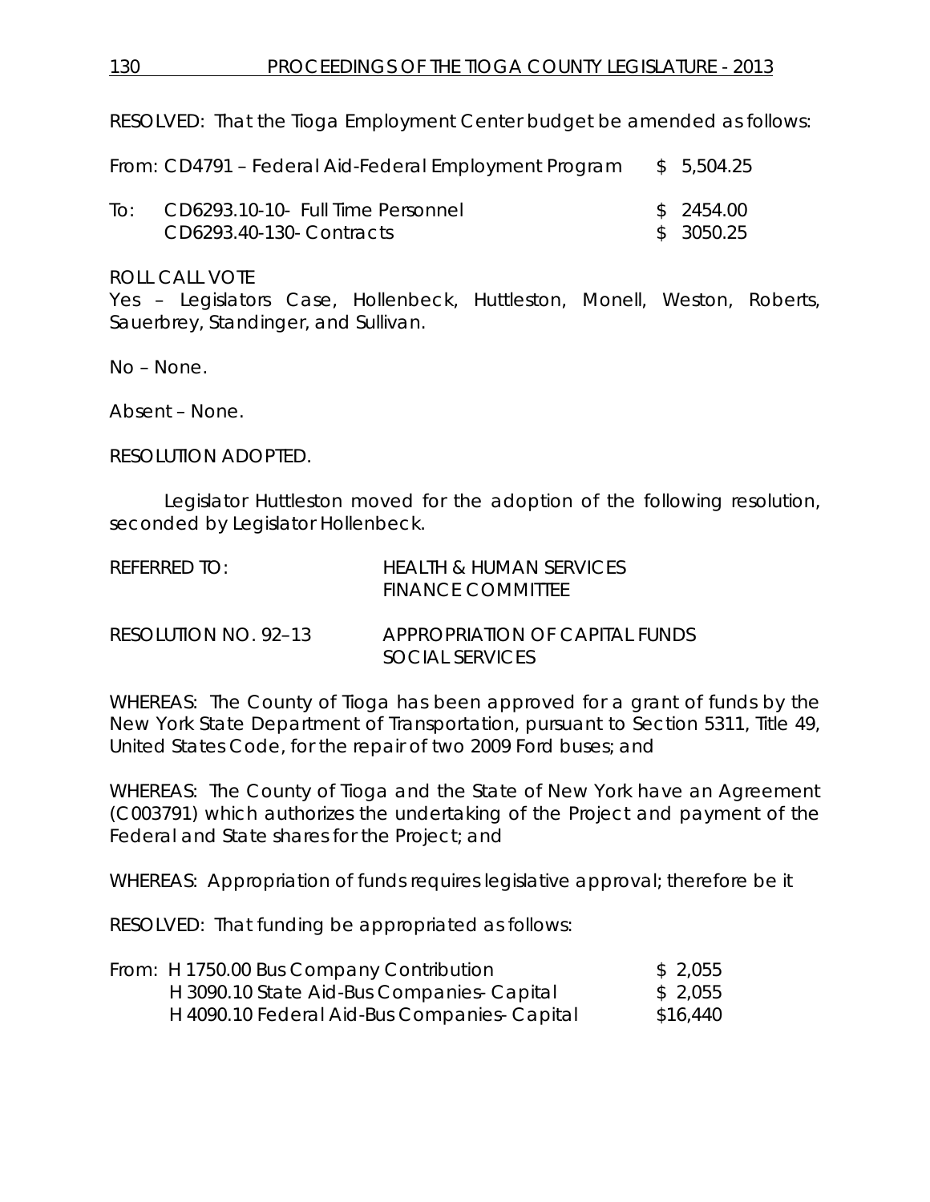RESOLVED: That the Tioga Employment Center budget be amended as follows:

From: CD4791 – Federal Aid-Federal Employment Program $ 5,504.25

| | | |
|---|---|---|
| To: | CD6293.10-10- Full Time Personnel | $ 2454.00 |
| | CD6293.40-130- Contracts | $ 3050.25 |

ROLL CALL VOTE

Yes – Legislators Case, Hollenbeck, Huttleston, Monell, Weston, Roberts, Sauerbrey, Standinger, and Sullivan.

No – None.

Absent – None.

RESOLUTION ADOPTED.

Legislator Huttleston moved for the adoption of the following resolution, seconded by Legislator Hollenbeck.

REFERRED TO: HEALTH & HUMAN SERVICES
FINANCE COMMITTEE

RESOLUTION NO. 92–13 APPROPRIATION OF CAPITAL FUNDS
SOCIAL SERVICES

WHEREAS: The County of Tioga has been approved for a grant of funds by the New York State Department of Transportation, pursuant to Section 5311, Title 49, United States Code, for the repair of two 2009 Ford buses; and

WHEREAS: The County of Tioga and the State of New York have an Agreement (C003791) which authorizes the undertaking of the Project and payment of the Federal and State shares for the Project; and

WHEREAS: Appropriation of funds requires legislative approval; therefore be it

RESOLVED: That funding be appropriated as follows:

| | | |
|---|---|---|
| From: | H 1750.00 Bus Company Contribution | $ 2,055 |
| | H 3090.10 State Aid-Bus Companies- Capital | $ 2,055 |
| | H 4090.10 Federal Aid-Bus Companies- Capital | $16,440 |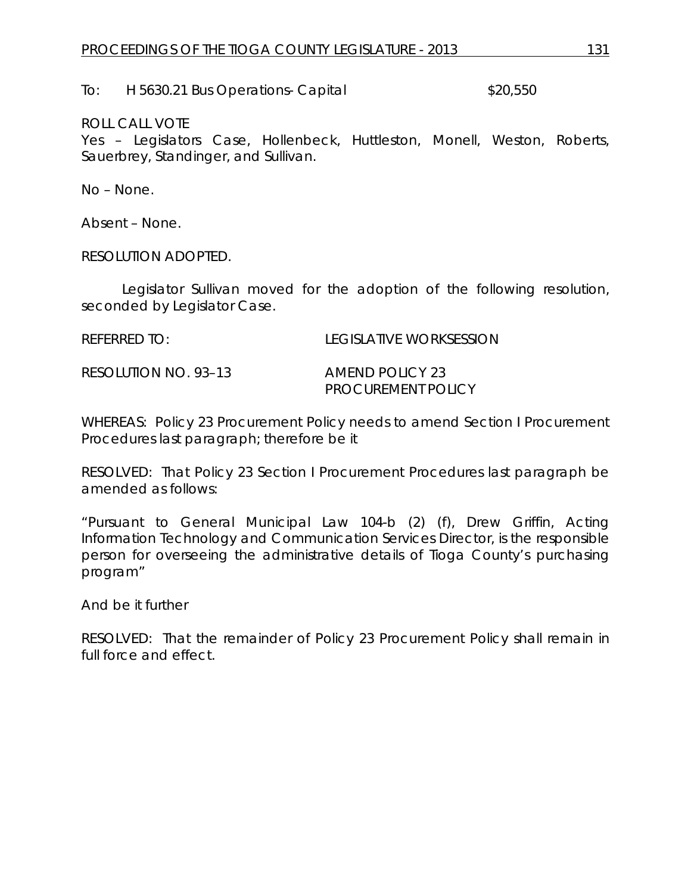To: H 5630.21 Bus Operations- Capital $20,550

ROLL CALL VOTE
Yes – Legislators Case, Hollenbeck, Huttleston, Monell, Weston, Roberts, Sauerbrey, Standinger, and Sullivan.

No – None.

Absent – None.

RESOLUTION ADOPTED.

Legislator Sullivan moved for the adoption of the following resolution, seconded by Legislator Case.

REFERRED TO: LEGISLATIVE WORKSESSION

RESOLUTION NO. 93–13 AMEND POLICY 23 PROCUREMENT POLICY

WHEREAS: Policy 23 Procurement Policy needs to amend Section I Procurement Procedures last paragraph; therefore be it

RESOLVED: That Policy 23 Section I Procurement Procedures last paragraph be amended as follows:

"Pursuant to General Municipal Law 104-b (2) (f), Drew Griffin, Acting Information Technology and Communication Services Director, is the responsible person for overseeing the administrative details of Tioga County's purchasing program"

And be it further

RESOLVED: That the remainder of Policy 23 Procurement Policy shall remain in full force and effect.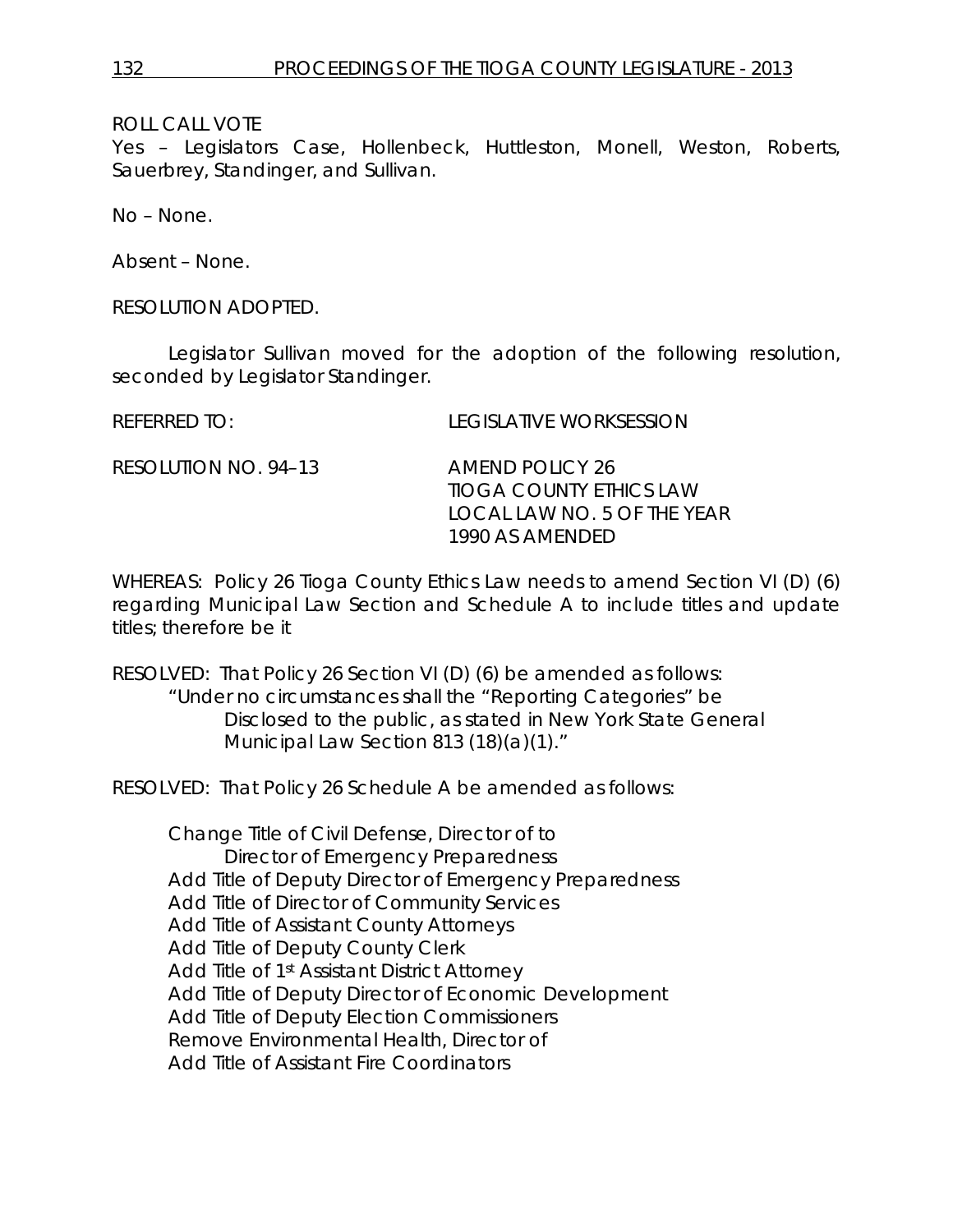ROLL CALL VOTE
Yes – Legislators Case, Hollenbeck, Huttleston, Monell, Weston, Roberts, Sauerbrey, Standinger, and Sullivan.

No – None.

Absent – None.

RESOLUTION ADOPTED.

Legislator Sullivan moved for the adoption of the following resolution, seconded by Legislator Standinger.

REFERRED TO: LEGISLATIVE WORKSESSION

RESOLUTION NO. 94–13 AMEND POLICY 26
TIOGA COUNTY ETHICS LAW
LOCAL LAW NO. 5 OF THE YEAR
1990 AS AMENDED

WHEREAS: Policy 26 Tioga County Ethics Law needs to amend Section VI (D) (6) regarding Municipal Law Section and Schedule A to include titles and update titles; therefore be it

RESOLVED: That Policy 26 Section VI (D) (6) be amended as follows:
"Under no circumstances shall the "Reporting Categories" be Disclosed to the public, as stated in New York State General Municipal Law Section 813 (18)(a)(1)."

RESOLVED: That Policy 26 Schedule A be amended as follows:

Change Title of Civil Defense, Director of to
Director of Emergency Preparedness
Add Title of Deputy Director of Emergency Preparedness
Add Title of Director of Community Services
Add Title of Assistant County Attorneys
Add Title of Deputy County Clerk
Add Title of 1st Assistant District Attorney
Add Title of Deputy Director of Economic Development
Add Title of Deputy Election Commissioners
Remove Environmental Health, Director of
Add Title of Assistant Fire Coordinators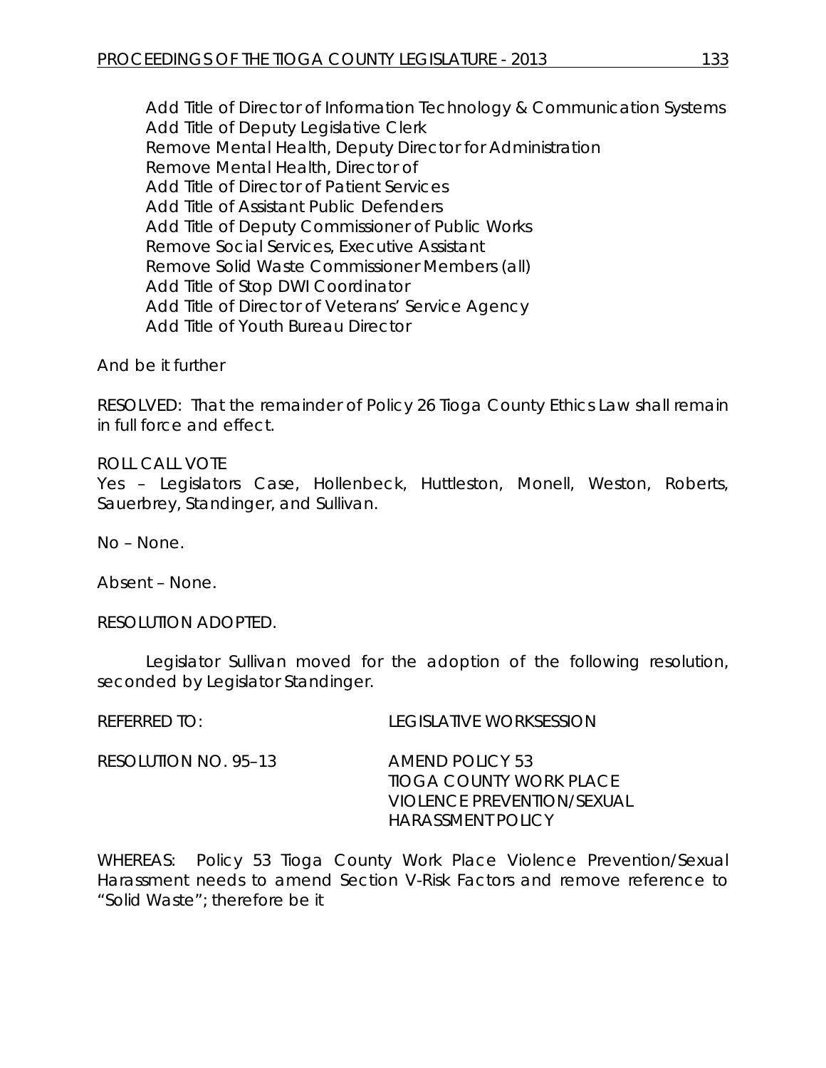Add Title of Director of Information Technology & Communication Systems
Add Title of Deputy Legislative Clerk
Remove Mental Health, Deputy Director for Administration
Remove Mental Health, Director of
Add Title of Director of Patient Services
Add Title of Assistant Public Defenders
Add Title of Deputy Commissioner of Public Works
Remove Social Services, Executive Assistant
Remove Solid Waste Commissioner Members (all)
Add Title of Stop DWI Coordinator
Add Title of Director of Veterans' Service Agency
Add Title of Youth Bureau Director

And be it further

RESOLVED: That the remainder of Policy 26 Tioga County Ethics Law shall remain in full force and effect.

ROLL CALL VOTE
Yes – Legislators Case, Hollenbeck, Huttleston, Monell, Weston, Roberts, Sauerbrey, Standinger, and Sullivan.

No – None.

Absent – None.

RESOLUTION ADOPTED.

Legislator Sullivan moved for the adoption of the following resolution, seconded by Legislator Standinger.

REFERRED TO: LEGISLATIVE WORKSESSION

RESOLUTION NO. 95–13 AMEND POLICY 53
TIOGA COUNTY WORK PLACE
VIOLENCE PREVENTION/SEXUAL
HARASSMENT POLICY

WHEREAS: Policy 53 Tioga County Work Place Violence Prevention/Sexual Harassment needs to amend Section V-Risk Factors and remove reference to "Solid Waste"; therefore be it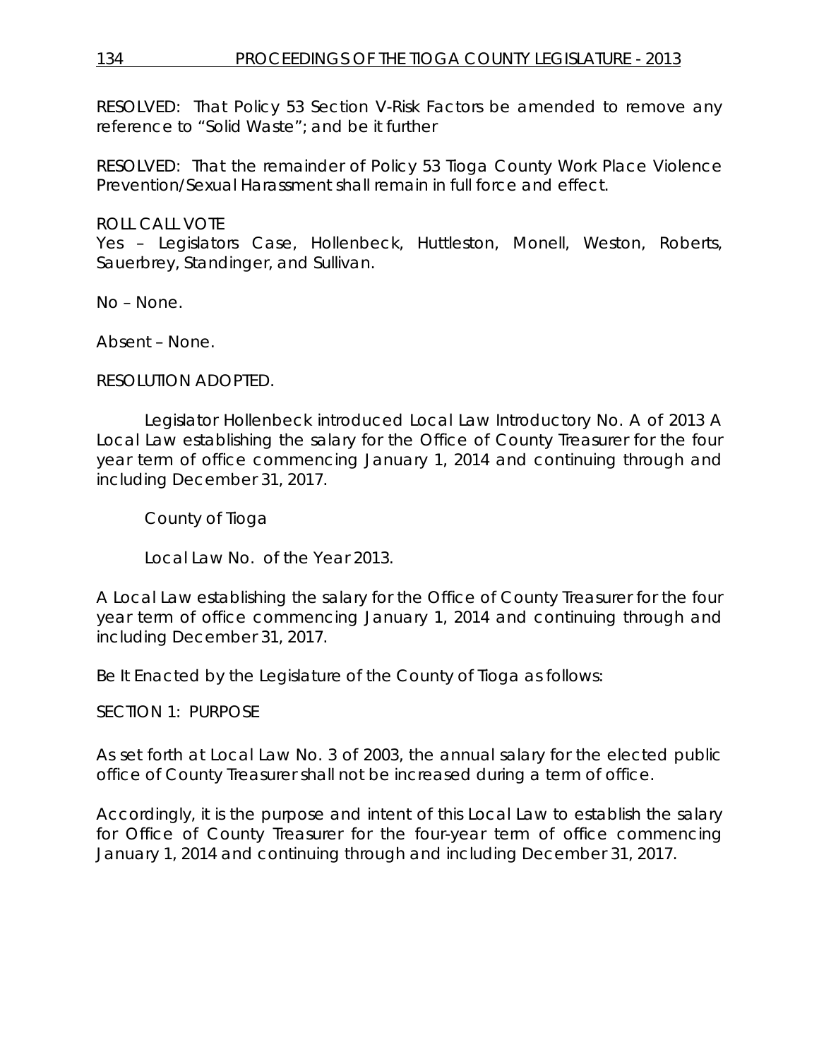RESOLVED: That Policy 53 Section V-Risk Factors be amended to remove any reference to "Solid Waste"; and be it further

RESOLVED: That the remainder of Policy 53 Tioga County Work Place Violence Prevention/Sexual Harassment shall remain in full force and effect.

ROLL CALL VOTE
Yes – Legislators Case, Hollenbeck, Huttleston, Monell, Weston, Roberts, Sauerbrey, Standinger, and Sullivan.

No – None.

Absent – None.

RESOLUTION ADOPTED.

Legislator Hollenbeck introduced Local Law Introductory No. A of 2013 A Local Law establishing the salary for the Office of County Treasurer for the four year term of office commencing January 1, 2014 and continuing through and including December 31, 2017.

County of Tioga

Local Law No. of the Year 2013.

A Local Law establishing the salary for the Office of County Treasurer for the four year term of office commencing January 1, 2014 and continuing through and including December 31, 2017.

Be It Enacted by the Legislature of the County of Tioga as follows:

SECTION 1: PURPOSE

As set forth at Local Law No. 3 of 2003, the annual salary for the elected public office of County Treasurer shall not be increased during a term of office.

Accordingly, it is the purpose and intent of this Local Law to establish the salary for Office of County Treasurer for the four-year term of office commencing January 1, 2014 and continuing through and including December 31, 2017.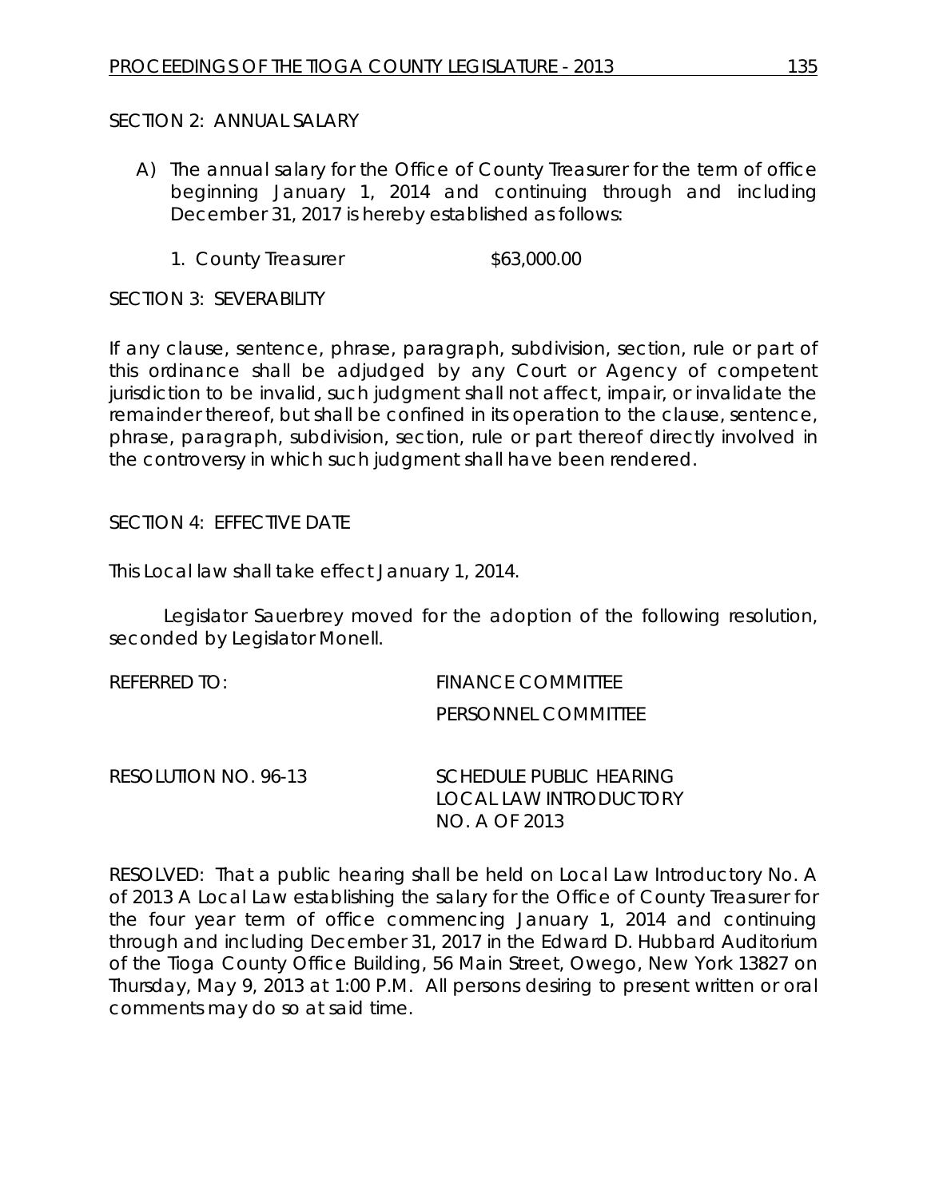SECTION 2: ANNUAL SALARY

A) The annual salary for the Office of County Treasurer for the term of office beginning January 1, 2014 and continuing through and including December 31, 2017 is hereby established as follows:

1. County Treasurer $63,000.00

SECTION 3: SEVERABILITY

If any clause, sentence, phrase, paragraph, subdivision, section, rule or part of this ordinance shall be adjudged by any Court or Agency of competent jurisdiction to be invalid, such judgment shall not affect, impair, or invalidate the remainder thereof, but shall be confined in its operation to the clause, sentence, phrase, paragraph, subdivision, section, rule or part thereof directly involved in the controversy in which such judgment shall have been rendered.

SECTION 4: EFFECTIVE DATE

This Local law shall take effect January 1, 2014.

Legislator Sauerbrey moved for the adoption of the following resolution, seconded by Legislator Monell.

REFERRED TO: FINANCE COMMITTEE
PERSONNEL COMMITTEE

RESOLUTION NO. 96-13 SCHEDULE PUBLIC HEARING
LOCAL LAW INTRODUCTORY
NO. A OF 2013

RESOLVED: That a public hearing shall be held on Local Law Introductory No. A of 2013 A Local Law establishing the salary for the Office of County Treasurer for the four year term of office commencing January 1, 2014 and continuing through and including December 31, 2017 in the Edward D. Hubbard Auditorium of the Tioga County Office Building, 56 Main Street, Owego, New York 13827 on Thursday, May 9, 2013 at 1:00 P.M. All persons desiring to present written or oral comments may do so at said time.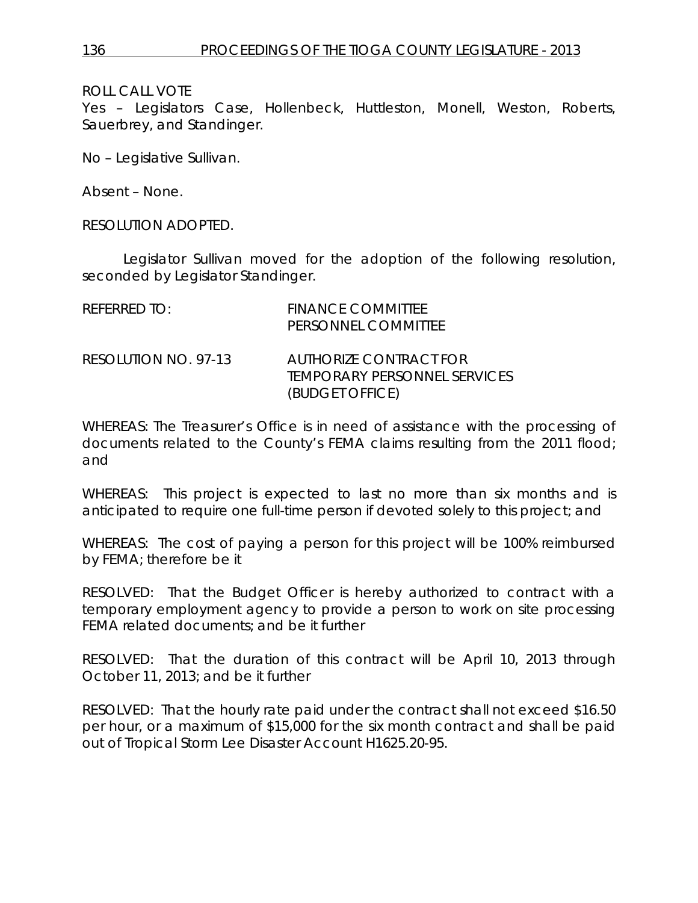ROLL CALL VOTE
Yes – Legislators Case, Hollenbeck, Huttleston, Monell, Weston, Roberts, Sauerbrey, and Standinger.

No – Legislative Sullivan.

Absent – None.

RESOLUTION ADOPTED.

Legislator Sullivan moved for the adoption of the following resolution, seconded by Legislator Standinger.

REFERRED TO: FINANCE COMMITTEE
PERSONNEL COMMITTEE

RESOLUTION NO. 97-13 AUTHORIZE CONTRACT FOR TEMPORARY PERSONNEL SERVICES (BUDGET OFFICE)

WHEREAS: The Treasurer's Office is in need of assistance with the processing of documents related to the County's FEMA claims resulting from the 2011 flood; and

WHEREAS: This project is expected to last no more than six months and is anticipated to require one full-time person if devoted solely to this project; and

WHEREAS: The cost of paying a person for this project will be 100% reimbursed by FEMA; therefore be it

RESOLVED: That the Budget Officer is hereby authorized to contract with a temporary employment agency to provide a person to work on site processing FEMA related documents; and be it further

RESOLVED: That the duration of this contract will be April 10, 2013 through October 11, 2013; and be it further

RESOLVED: That the hourly rate paid under the contract shall not exceed $16.50 per hour, or a maximum of $15,000 for the six month contract and shall be paid out of Tropical Storm Lee Disaster Account H1625.20-95.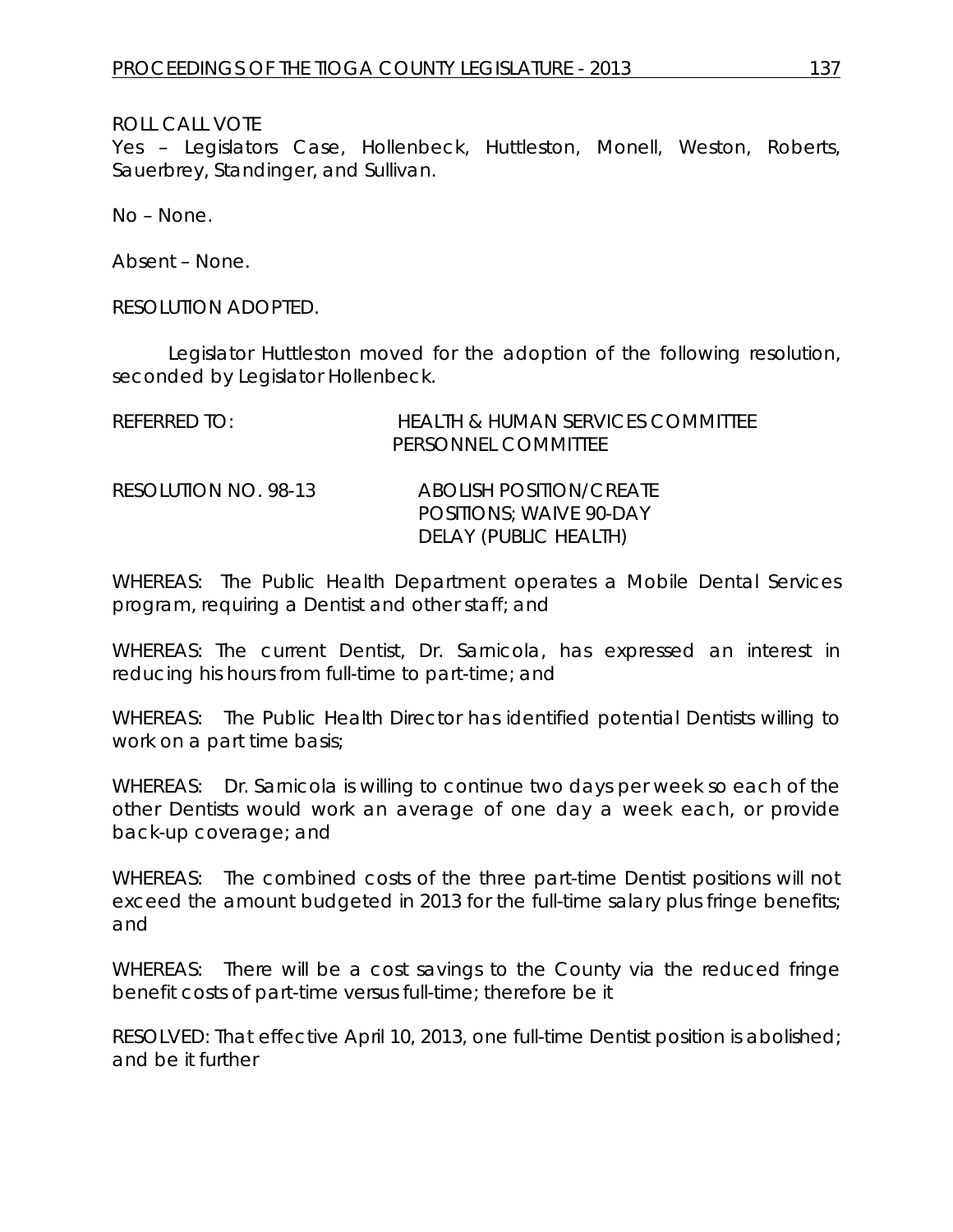ROLL CALL VOTE
Yes – Legislators Case, Hollenbeck, Huttleston, Monell, Weston, Roberts, Sauerbrey, Standinger, and Sullivan.

No – None.

Absent – None.

RESOLUTION ADOPTED.

Legislator Huttleston moved for the adoption of the following resolution, seconded by Legislator Hollenbeck.

REFERRED TO: HEALTH & HUMAN SERVICES COMMITTEE
PERSONNEL COMMITTEE

RESOLUTION NO. 98-13 ABOLISH POSITION/CREATE POSITIONS; WAIVE 90-DAY DELAY (PUBLIC HEALTH)

WHEREAS: The Public Health Department operates a Mobile Dental Services program, requiring a Dentist and other staff; and

WHEREAS: The current Dentist, Dr. Sarnicola, has expressed an interest in reducing his hours from full-time to part-time; and

WHEREAS: The Public Health Director has identified potential Dentists willing to work on a part time basis;

WHEREAS: Dr. Sarnicola is willing to continue two days per week so each of the other Dentists would work an average of one day a week each, or provide back-up coverage; and

WHEREAS: The combined costs of the three part-time Dentist positions will not exceed the amount budgeted in 2013 for the full-time salary plus fringe benefits; and

WHEREAS: There will be a cost savings to the County via the reduced fringe benefit costs of part-time versus full-time; therefore be it

RESOLVED: That effective April 10, 2013, one full-time Dentist position is abolished; and be it further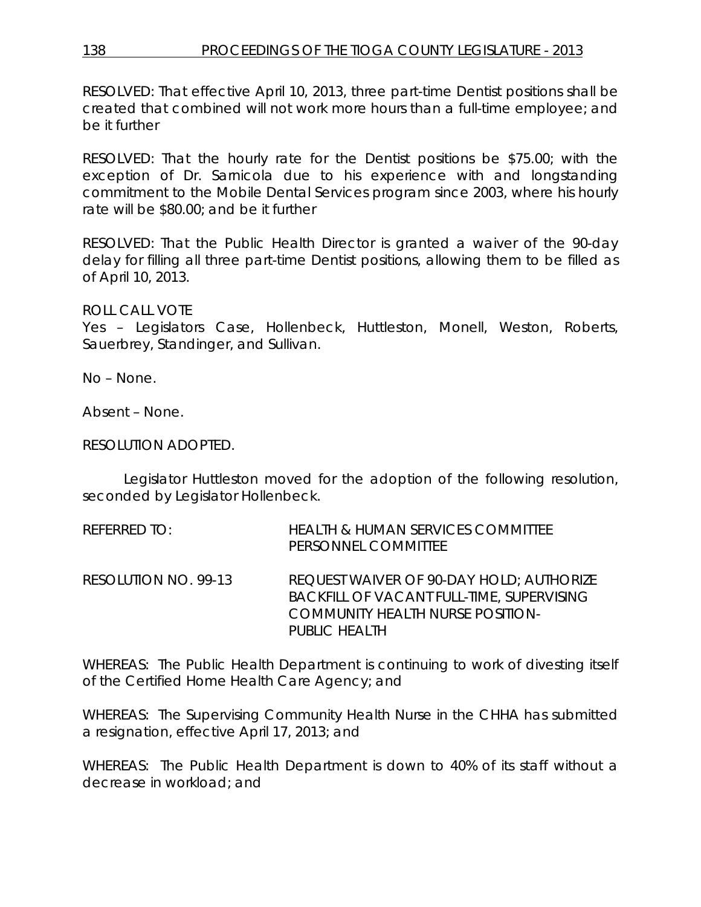RESOLVED: That effective April 10, 2013, three part-time Dentist positions shall be created that combined will not work more hours than a full-time employee; and be it further

RESOLVED: That the hourly rate for the Dentist positions be $75.00; with the exception of Dr. Sarnicola due to his experience with and longstanding commitment to the Mobile Dental Services program since 2003, where his hourly rate will be $80.00; and be it further

RESOLVED: That the Public Health Director is granted a waiver of the 90-day delay for filling all three part-time Dentist positions, allowing them to be filled as of April 10, 2013.

ROLL CALL VOTE
Yes – Legislators Case, Hollenbeck, Huttleston, Monell, Weston, Roberts, Sauerbrey, Standinger, and Sullivan.

No – None.

Absent – None.

RESOLUTION ADOPTED.

Legislator Huttleston moved for the adoption of the following resolution, seconded by Legislator Hollenbeck.

REFERRED TO: HEALTH & HUMAN SERVICES COMMITTEE
PERSONNEL COMMITTEE

RESOLUTION NO. 99-13 REQUEST WAIVER OF 90-DAY HOLD; AUTHORIZE BACKFILL OF VACANT FULL-TIME, SUPERVISING COMMUNITY HEALTH NURSE POSITION-PUBLIC HEALTH

WHEREAS: The Public Health Department is continuing to work of divesting itself of the Certified Home Health Care Agency; and

WHEREAS: The Supervising Community Health Nurse in the CHHA has submitted a resignation, effective April 17, 2013; and

WHEREAS: The Public Health Department is down to 40% of its staff without a decrease in workload; and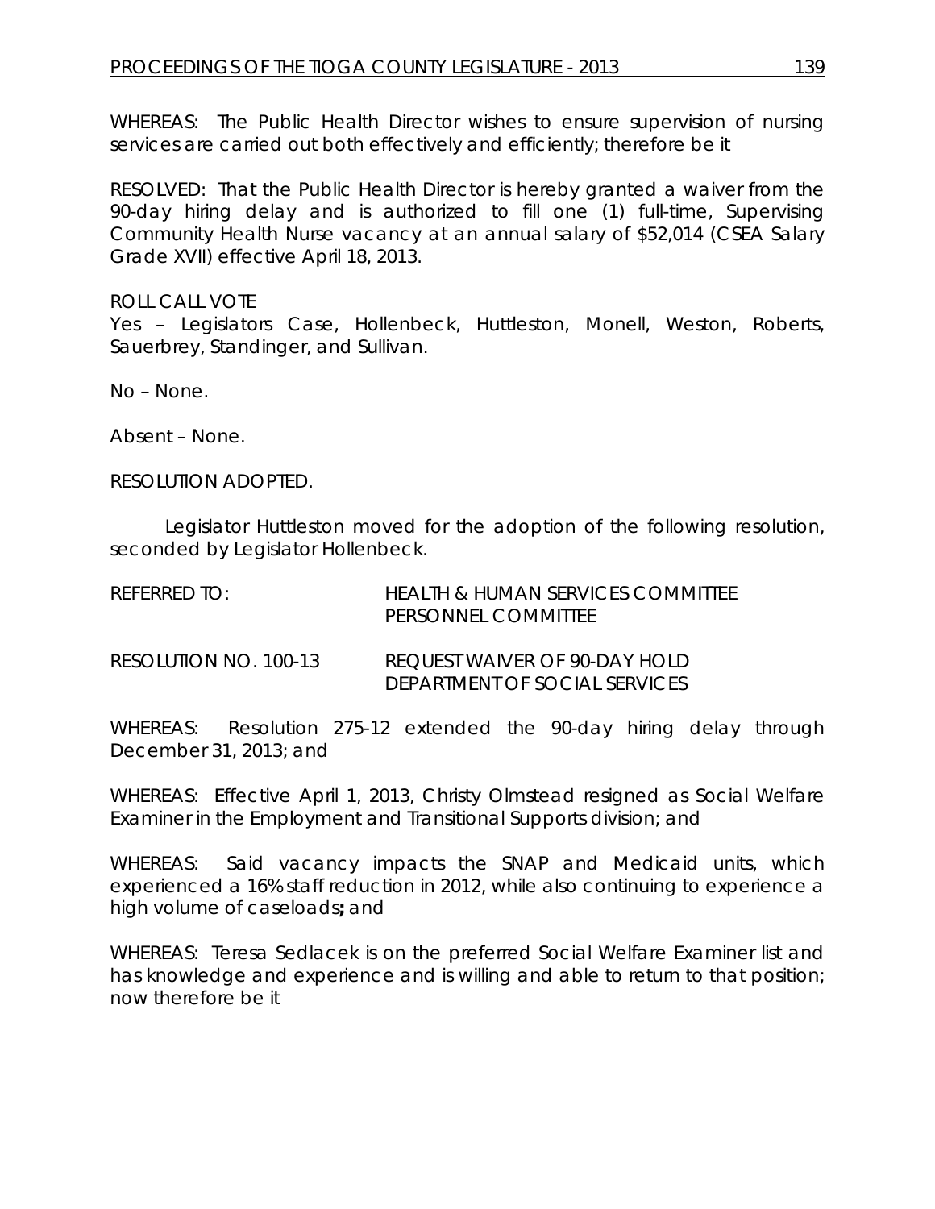WHEREAS: The Public Health Director wishes to ensure supervision of nursing services are carried out both effectively and efficiently; therefore be it

RESOLVED: That the Public Health Director is hereby granted a waiver from the 90-day hiring delay and is authorized to fill one (1) full-time, Supervising Community Health Nurse vacancy at an annual salary of $52,014 (CSEA Salary Grade XVII) effective April 18, 2013.

ROLL CALL VOTE
Yes – Legislators Case, Hollenbeck, Huttleston, Monell, Weston, Roberts, Sauerbrey, Standinger, and Sullivan.

No – None.

Absent – None.

RESOLUTION ADOPTED.

Legislator Huttleston moved for the adoption of the following resolution, seconded by Legislator Hollenbeck.

REFERRED TO: HEALTH & HUMAN SERVICES COMMITTEE
PERSONNEL COMMITTEE

RESOLUTION NO. 100-13 REQUEST WAIVER OF 90-DAY HOLD
DEPARTMENT OF SOCIAL SERVICES

WHEREAS: Resolution 275-12 extended the 90-day hiring delay through December 31, 2013; and

WHEREAS: Effective April 1, 2013, Christy Olmstead resigned as Social Welfare Examiner in the Employment and Transitional Supports division; and

WHEREAS: Said vacancy impacts the SNAP and Medicaid units, which experienced a 16% staff reduction in 2012, while also continuing to experience a high volume of caseloads**;** and

WHEREAS: Teresa Sedlacek is on the preferred Social Welfare Examiner list and has knowledge and experience and is willing and able to return to that position; now therefore be it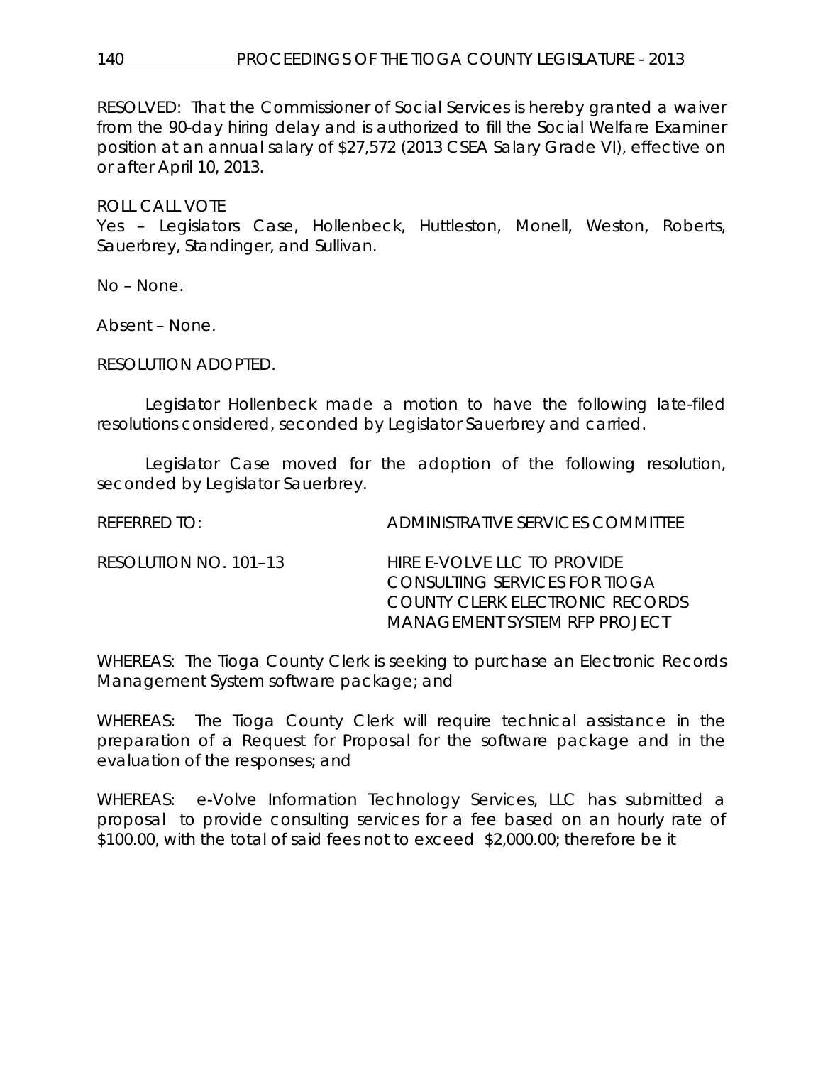RESOLVED: That the Commissioner of Social Services is hereby granted a waiver from the 90-day hiring delay and is authorized to fill the Social Welfare Examiner position at an annual salary of $27,572 (2013 CSEA Salary Grade VI), effective on or after April 10, 2013.

ROLL CALL VOTE
Yes – Legislators Case, Hollenbeck, Huttleston, Monell, Weston, Roberts, Sauerbrey, Standinger, and Sullivan.

No – None.

Absent – None.

RESOLUTION ADOPTED.

Legislator Hollenbeck made a motion to have the following late-filed resolutions considered, seconded by Legislator Sauerbrey and carried.

Legislator Case moved for the adoption of the following resolution, seconded by Legislator Sauerbrey.

REFERRED TO: ADMINISTRATIVE SERVICES COMMITTEE

RESOLUTION NO. 101–13 HIRE E-VOLVE LLC TO PROVIDE CONSULTING SERVICES FOR TIOGA COUNTY CLERK ELECTRONIC RECORDS MANAGEMENT SYSTEM RFP PROJECT

WHEREAS: The Tioga County Clerk is seeking to purchase an Electronic Records Management System software package; and

WHEREAS: The Tioga County Clerk will require technical assistance in the preparation of a Request for Proposal for the software package and in the evaluation of the responses; and

WHEREAS: e-Volve Information Technology Services, LLC has submitted a proposal to provide consulting services for a fee based on an hourly rate of $100.00, with the total of said fees not to exceed $2,000.00; therefore be it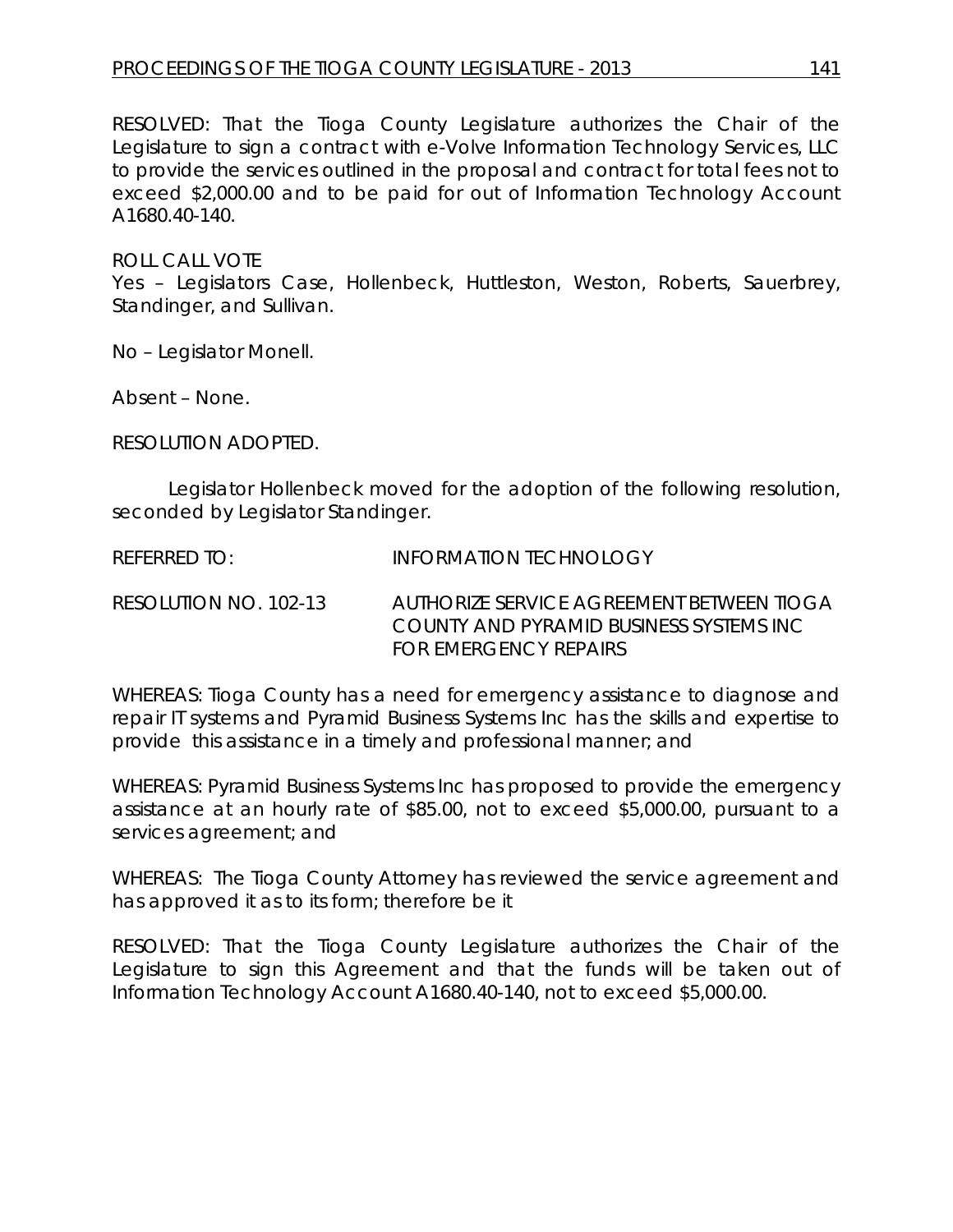RESOLVED: That the Tioga County Legislature authorizes the Chair of the Legislature to sign a contract with e-Volve Information Technology Services, LLC to provide the services outlined in the proposal and contract for total fees not to exceed $2,000.00 and to be paid for out of Information Technology Account A1680.40-140.

ROLL CALL VOTE
Yes – Legislators Case, Hollenbeck, Huttleston, Weston, Roberts, Sauerbrey, Standinger, and Sullivan.

No – Legislator Monell.

Absent – None.

RESOLUTION ADOPTED.

Legislator Hollenbeck moved for the adoption of the following resolution, seconded by Legislator Standinger.

REFERRED TO: INFORMATION TECHNOLOGY

RESOLUTION NO. 102-13 AUTHORIZE SERVICE AGREEMENT BETWEEN TIOGA COUNTY AND PYRAMID BUSINESS SYSTEMS INC FOR EMERGENCY REPAIRS

WHEREAS: Tioga County has a need for emergency assistance to diagnose and repair IT systems and Pyramid Business Systems Inc has the skills and expertise to provide this assistance in a timely and professional manner; and

WHEREAS: Pyramid Business Systems Inc has proposed to provide the emergency assistance at an hourly rate of $85.00, not to exceed $5,000.00, pursuant to a services agreement; and

WHEREAS: The Tioga County Attorney has reviewed the service agreement and has approved it as to its form; therefore be it

RESOLVED: That the Tioga County Legislature authorizes the Chair of the Legislature to sign this Agreement and that the funds will be taken out of Information Technology Account A1680.40-140, not to exceed $5,000.00.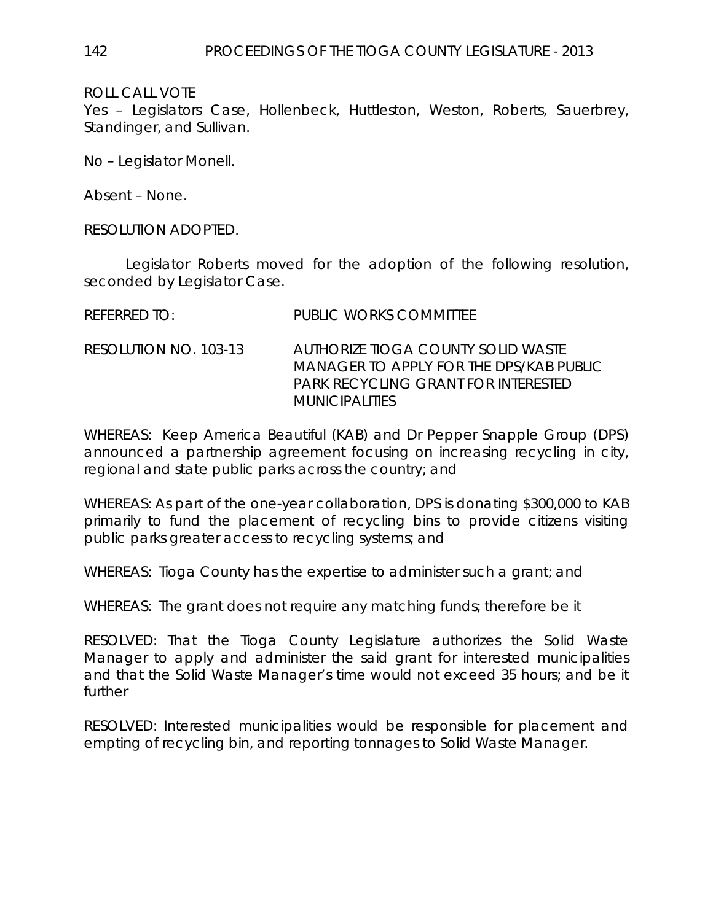ROLL CALL VOTE
Yes – Legislators Case, Hollenbeck, Huttleston, Weston, Roberts, Sauerbrey, Standinger, and Sullivan.

No – Legislator Monell.

Absent – None.

RESOLUTION ADOPTED.

Legislator Roberts moved for the adoption of the following resolution, seconded by Legislator Case.

REFERRED TO: PUBLIC WORKS COMMITTEE

RESOLUTION NO. 103-13 AUTHORIZE TIOGA COUNTY SOLID WASTE MANAGER TO APPLY FOR THE DPS/KAB PUBLIC PARK RECYCLING GRANT FOR INTERESTED MUNICIPALITIES

WHEREAS: Keep America Beautiful (KAB) and Dr Pepper Snapple Group (DPS) announced a partnership agreement focusing on increasing recycling in city, regional and state public parks across the country; and

WHEREAS: As part of the one-year collaboration, DPS is donating $300,000 to KAB primarily to fund the placement of recycling bins to provide citizens visiting public parks greater access to recycling systems; and

WHEREAS: Tioga County has the expertise to administer such a grant; and

WHEREAS: The grant does not require any matching funds; therefore be it

RESOLVED: That the Tioga County Legislature authorizes the Solid Waste Manager to apply and administer the said grant for interested municipalities and that the Solid Waste Manager's time would not exceed 35 hours; and be it further

RESOLVED: Interested municipalities would be responsible for placement and empting of recycling bin, and reporting tonnages to Solid Waste Manager.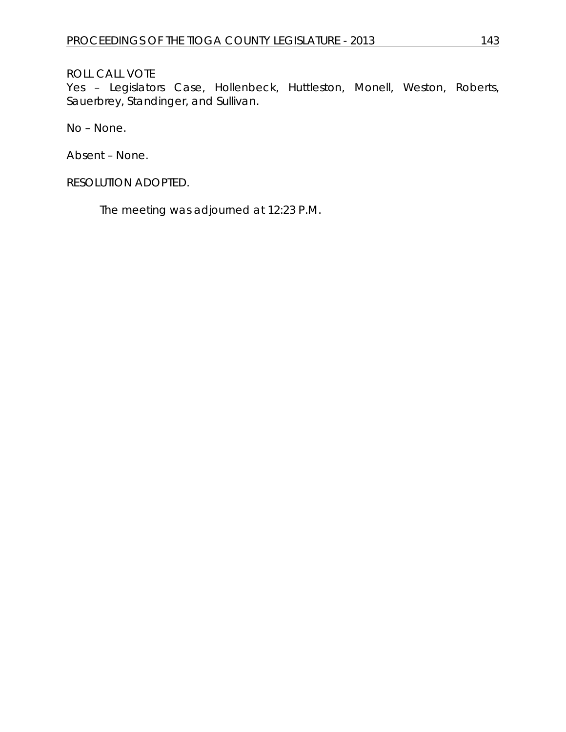ROLL CALL VOTE
Yes – Legislators Case, Hollenbeck, Huttleston, Monell, Weston, Roberts, Sauerbrey, Standinger, and Sullivan.

No – None.

Absent – None.

RESOLUTION ADOPTED.

The meeting was adjourned at 12:23 P.M.